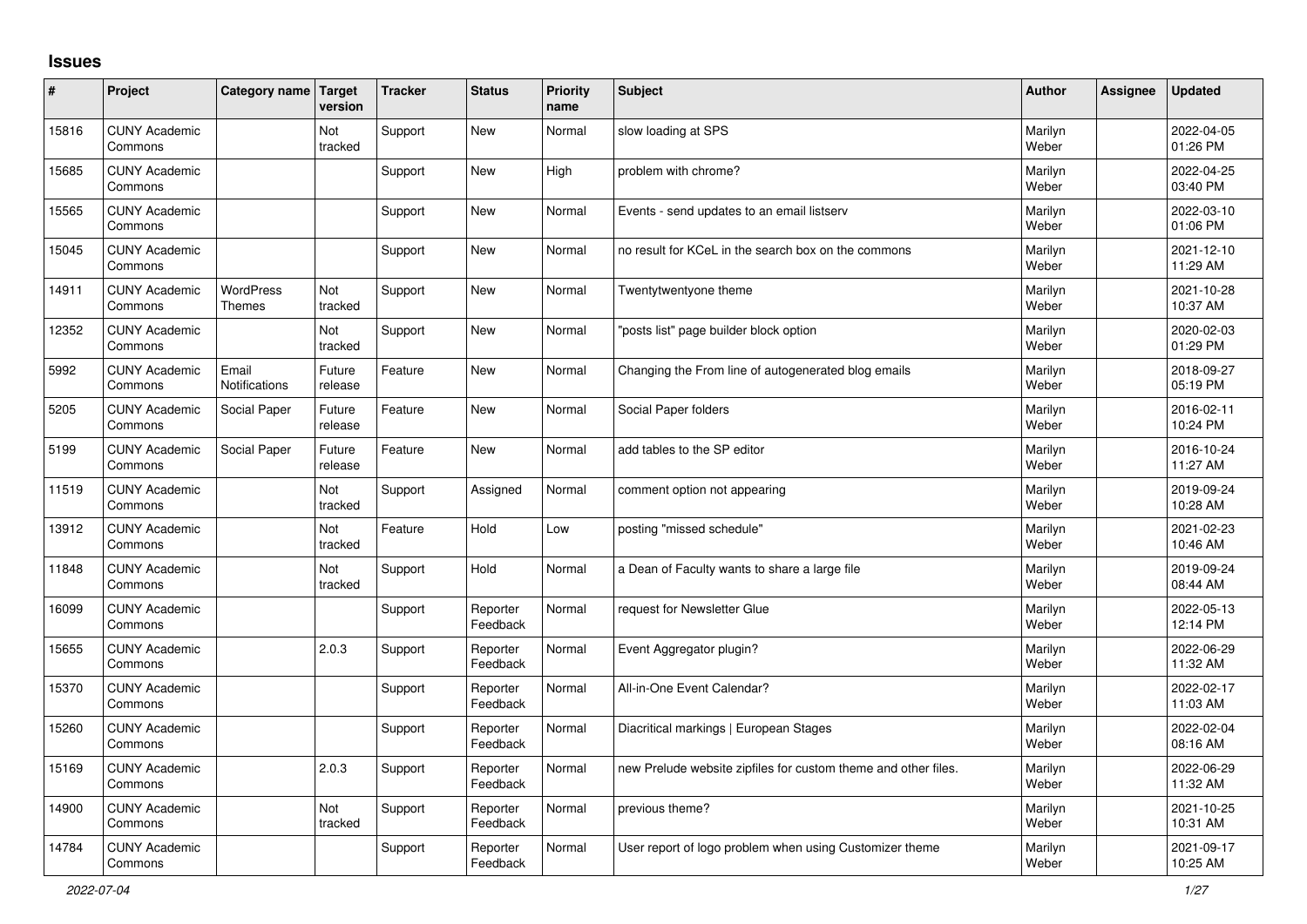# Issues

| # | Project | Category name | Target version | Tracker | Status | Priority name | Subject | Author | Assignee | Updated |
|---|---|---|---|---|---|---|---|---|---|---|
| 15816 | CUNY Academic Commons | | Not tracked | Support | New | Normal | slow loading at SPS | Marilyn Weber | | 2022-04-05 01:26 PM |
| 15685 | CUNY Academic Commons | | | Support | New | High | problem with chrome? | Marilyn Weber | | 2022-04-25 03:40 PM |
| 15565 | CUNY Academic Commons | | | Support | New | Normal | Events - send updates to an email listserv | Marilyn Weber | | 2022-03-10 01:06 PM |
| 15045 | CUNY Academic Commons | | | Support | New | Normal | no result for KCeL in the search box on the commons | Marilyn Weber | | 2021-12-10 11:29 AM |
| 14911 | CUNY Academic Commons | WordPress Themes | Not tracked | Support | New | Normal | Twentytwentyone theme | Marilyn Weber | | 2021-10-28 10:37 AM |
| 12352 | CUNY Academic Commons | | Not tracked | Support | New | Normal | "posts list" page builder block option | Marilyn Weber | | 2020-02-03 01:29 PM |
| 5992 | CUNY Academic Commons | Email Notifications | Future release | Feature | New | Normal | Changing the From line of autogenerated blog emails | Marilyn Weber | | 2018-09-27 05:19 PM |
| 5205 | CUNY Academic Commons | Social Paper | Future release | Feature | New | Normal | Social Paper folders | Marilyn Weber | | 2016-02-11 10:24 PM |
| 5199 | CUNY Academic Commons | Social Paper | Future release | Feature | New | Normal | add tables to the SP editor | Marilyn Weber | | 2016-10-24 11:27 AM |
| 11519 | CUNY Academic Commons | | Not tracked | Support | Assigned | Normal | comment option not appearing | Marilyn Weber | | 2019-09-24 10:28 AM |
| 13912 | CUNY Academic Commons | | Not tracked | Feature | Hold | Low | posting "missed schedule" | Marilyn Weber | | 2021-02-23 10:46 AM |
| 11848 | CUNY Academic Commons | | Not tracked | Support | Hold | Normal | a Dean of Faculty wants to share a large file | Marilyn Weber | | 2019-09-24 08:44 AM |
| 16099 | CUNY Academic Commons | | | Support | Reporter Feedback | Normal | request for Newsletter Glue | Marilyn Weber | | 2022-05-13 12:14 PM |
| 15655 | CUNY Academic Commons | | 2.0.3 | Support | Reporter Feedback | Normal | Event Aggregator plugin? | Marilyn Weber | | 2022-06-29 11:32 AM |
| 15370 | CUNY Academic Commons | | | Support | Reporter Feedback | Normal | All-in-One Event Calendar? | Marilyn Weber | | 2022-02-17 11:03 AM |
| 15260 | CUNY Academic Commons | | | Support | Reporter Feedback | Normal | Diacritical markings \| European Stages | Marilyn Weber | | 2022-02-04 08:16 AM |
| 15169 | CUNY Academic Commons | | 2.0.3 | Support | Reporter Feedback | Normal | new Prelude website zipfiles for custom theme and other files. | Marilyn Weber | | 2022-06-29 11:32 AM |
| 14900 | CUNY Academic Commons | | Not tracked | Support | Reporter Feedback | Normal | previous theme? | Marilyn Weber | | 2021-10-25 10:31 AM |
| 14784 | CUNY Academic Commons | | | Support | Reporter Feedback | Normal | User report of logo problem when using Customizer theme | Marilyn Weber | | 2021-09-17 10:25 AM |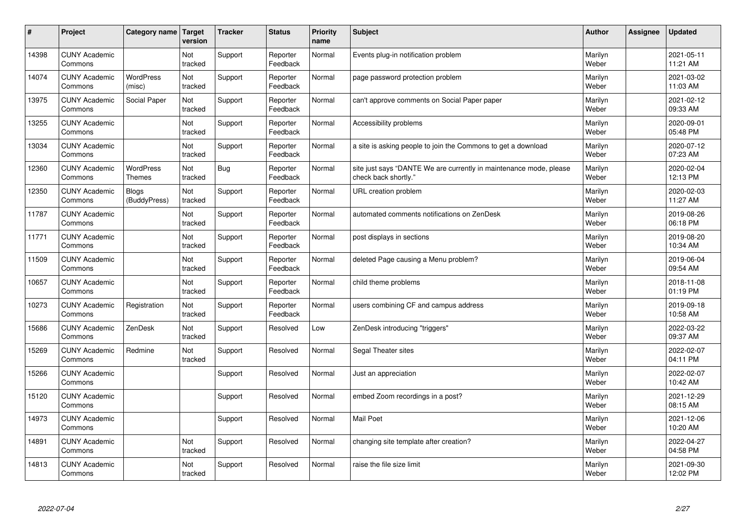| # | Project | Category name | Target version | Tracker | Status | Priority name | Subject | Author | Assignee | Updated |
|---|---|---|---|---|---|---|---|---|---|---|
| 14398 | CUNY Academic Commons | | Not tracked | Support | Reporter Feedback | Normal | Events plug-in notification problem | Marilyn Weber | | 2021-05-11 11:21 AM |
| 14074 | CUNY Academic Commons | WordPress (misc) | Not tracked | Support | Reporter Feedback | Normal | page password protection problem | Marilyn Weber | | 2021-03-02 11:03 AM |
| 13975 | CUNY Academic Commons | Social Paper | Not tracked | Support | Reporter Feedback | Normal | can't approve comments on Social Paper paper | Marilyn Weber | | 2021-02-12 09:33 AM |
| 13255 | CUNY Academic Commons | | Not tracked | Support | Reporter Feedback | Normal | Accessibility problems | Marilyn Weber | | 2020-09-01 05:48 PM |
| 13034 | CUNY Academic Commons | | Not tracked | Support | Reporter Feedback | Normal | a site is asking people to join the Commons to get a download | Marilyn Weber | | 2020-07-12 07:23 AM |
| 12360 | CUNY Academic Commons | WordPress Themes | Not tracked | Bug | Reporter Feedback | Normal | site just says "DANTE We are currently in maintenance mode, please check back shortly." | Marilyn Weber | | 2020-02-04 12:13 PM |
| 12350 | CUNY Academic Commons | Blogs (BuddyPress) | Not tracked | Support | Reporter Feedback | Normal | URL creation problem | Marilyn Weber | | 2020-02-03 11:27 AM |
| 11787 | CUNY Academic Commons | | Not tracked | Support | Reporter Feedback | Normal | automated comments notifications on ZenDesk | Marilyn Weber | | 2019-08-26 06:18 PM |
| 11771 | CUNY Academic Commons | | Not tracked | Support | Reporter Feedback | Normal | post displays in sections | Marilyn Weber | | 2019-08-20 10:34 AM |
| 11509 | CUNY Academic Commons | | Not tracked | Support | Reporter Feedback | Normal | deleted Page causing a Menu problem? | Marilyn Weber | | 2019-06-04 09:54 AM |
| 10657 | CUNY Academic Commons | | Not tracked | Support | Reporter Feedback | Normal | child theme problems | Marilyn Weber | | 2018-11-08 01:19 PM |
| 10273 | CUNY Academic Commons | Registration | Not tracked | Support | Reporter Feedback | Normal | users combining CF and campus address | Marilyn Weber | | 2019-09-18 10:58 AM |
| 15686 | CUNY Academic Commons | ZenDesk | Not tracked | Support | Resolved | Low | ZenDesk introducing "triggers" | Marilyn Weber | | 2022-03-22 09:37 AM |
| 15269 | CUNY Academic Commons | Redmine | Not tracked | Support | Resolved | Normal | Segal Theater sites | Marilyn Weber | | 2022-02-07 04:11 PM |
| 15266 | CUNY Academic Commons | | | Support | Resolved | Normal | Just an appreciation | Marilyn Weber | | 2022-02-07 10:42 AM |
| 15120 | CUNY Academic Commons | | | Support | Resolved | Normal | embed Zoom recordings in a post? | Marilyn Weber | | 2021-12-29 08:15 AM |
| 14973 | CUNY Academic Commons | | | Support | Resolved | Normal | Mail Poet | Marilyn Weber | | 2021-12-06 10:20 AM |
| 14891 | CUNY Academic Commons | | Not tracked | Support | Resolved | Normal | changing site template after creation? | Marilyn Weber | | 2022-04-27 04:58 PM |
| 14813 | CUNY Academic Commons | | Not tracked | Support | Resolved | Normal | raise the file size limit | Marilyn Weber | | 2021-09-30 12:02 PM |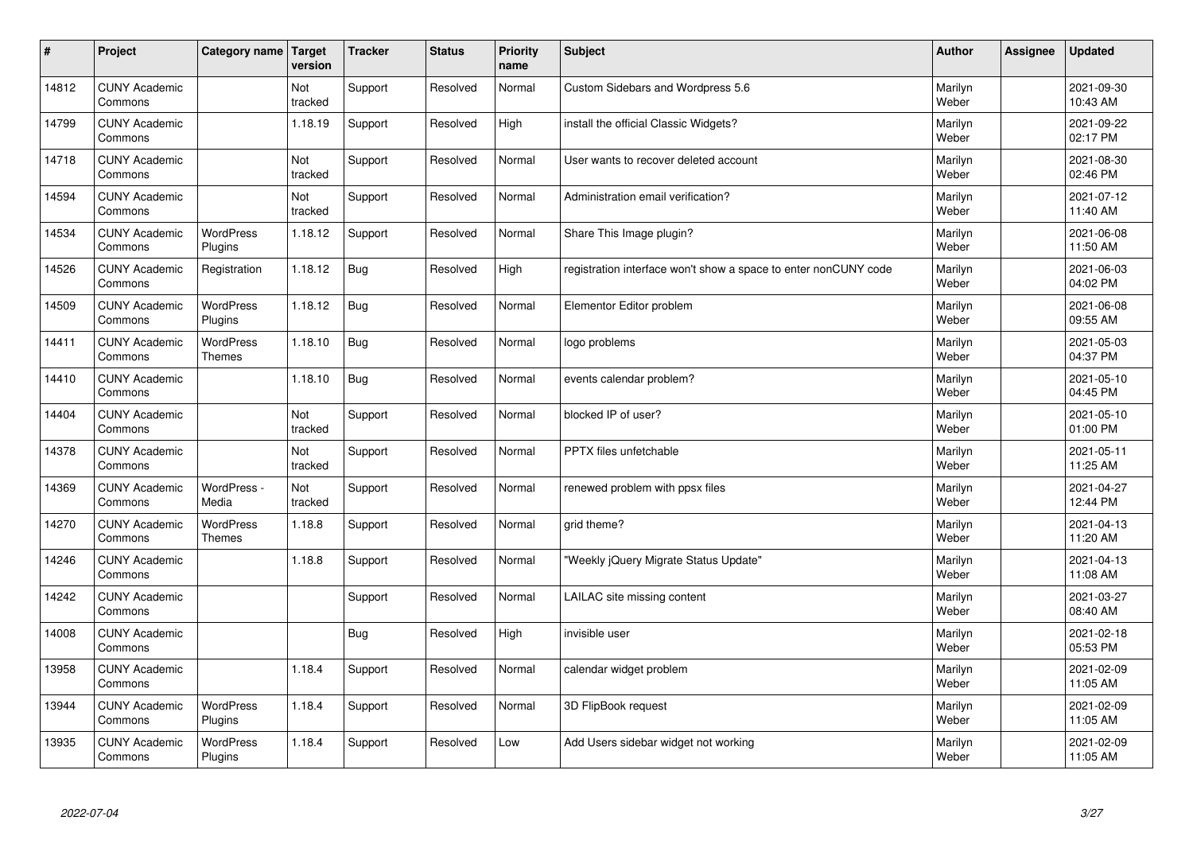| # | Project | Category name | Target version | Tracker | Status | Priority name | Subject | Author | Assignee | Updated |
|---|---|---|---|---|---|---|---|---|---|---|
| 14812 | CUNY Academic Commons | | Not tracked | Support | Resolved | Normal | Custom Sidebars and Wordpress 5.6 | Marilyn Weber | | 2021-09-30 10:43 AM |
| 14799 | CUNY Academic Commons | | 1.18.19 | Support | Resolved | High | install the official Classic Widgets? | Marilyn Weber | | 2021-09-22 02:17 PM |
| 14718 | CUNY Academic Commons | | Not tracked | Support | Resolved | Normal | User wants to recover deleted account | Marilyn Weber | | 2021-08-30 02:46 PM |
| 14594 | CUNY Academic Commons | | Not tracked | Support | Resolved | Normal | Administration email verification? | Marilyn Weber | | 2021-07-12 11:40 AM |
| 14534 | CUNY Academic Commons | WordPress Plugins | 1.18.12 | Support | Resolved | Normal | Share This Image plugin? | Marilyn Weber | | 2021-06-08 11:50 AM |
| 14526 | CUNY Academic Commons | Registration | 1.18.12 | Bug | Resolved | High | registration interface won't show a space to enter nonCUNY code | Marilyn Weber | | 2021-06-03 04:02 PM |
| 14509 | CUNY Academic Commons | WordPress Plugins | 1.18.12 | Bug | Resolved | Normal | Elementor Editor problem | Marilyn Weber | | 2021-06-08 09:55 AM |
| 14411 | CUNY Academic Commons | WordPress Themes | 1.18.10 | Bug | Resolved | Normal | logo problems | Marilyn Weber | | 2021-05-03 04:37 PM |
| 14410 | CUNY Academic Commons | | 1.18.10 | Bug | Resolved | Normal | events calendar problem? | Marilyn Weber | | 2021-05-10 04:45 PM |
| 14404 | CUNY Academic Commons | | Not tracked | Support | Resolved | Normal | blocked IP of user? | Marilyn Weber | | 2021-05-10 01:00 PM |
| 14378 | CUNY Academic Commons | | Not tracked | Support | Resolved | Normal | PPTX files unfetchable | Marilyn Weber | | 2021-05-11 11:25 AM |
| 14369 | CUNY Academic Commons | WordPress - Media | Not tracked | Support | Resolved | Normal | renewed problem with ppsx files | Marilyn Weber | | 2021-04-27 12:44 PM |
| 14270 | CUNY Academic Commons | WordPress Themes | 1.18.8 | Support | Resolved | Normal | grid theme? | Marilyn Weber | | 2021-04-13 11:20 AM |
| 14246 | CUNY Academic Commons | | 1.18.8 | Support | Resolved | Normal | "Weekly jQuery Migrate Status Update" | Marilyn Weber | | 2021-04-13 11:08 AM |
| 14242 | CUNY Academic Commons | | | Support | Resolved | Normal | LAILAC site missing content | Marilyn Weber | | 2021-03-27 08:40 AM |
| 14008 | CUNY Academic Commons | | | Bug | Resolved | High | invisible user | Marilyn Weber | | 2021-02-18 05:53 PM |
| 13958 | CUNY Academic Commons | | 1.18.4 | Support | Resolved | Normal | calendar widget problem | Marilyn Weber | | 2021-02-09 11:05 AM |
| 13944 | CUNY Academic Commons | WordPress Plugins | 1.18.4 | Support | Resolved | Normal | 3D FlipBook request | Marilyn Weber | | 2021-02-09 11:05 AM |
| 13935 | CUNY Academic Commons | WordPress Plugins | 1.18.4 | Support | Resolved | Low | Add Users sidebar widget not working | Marilyn Weber | | 2021-02-09 11:05 AM |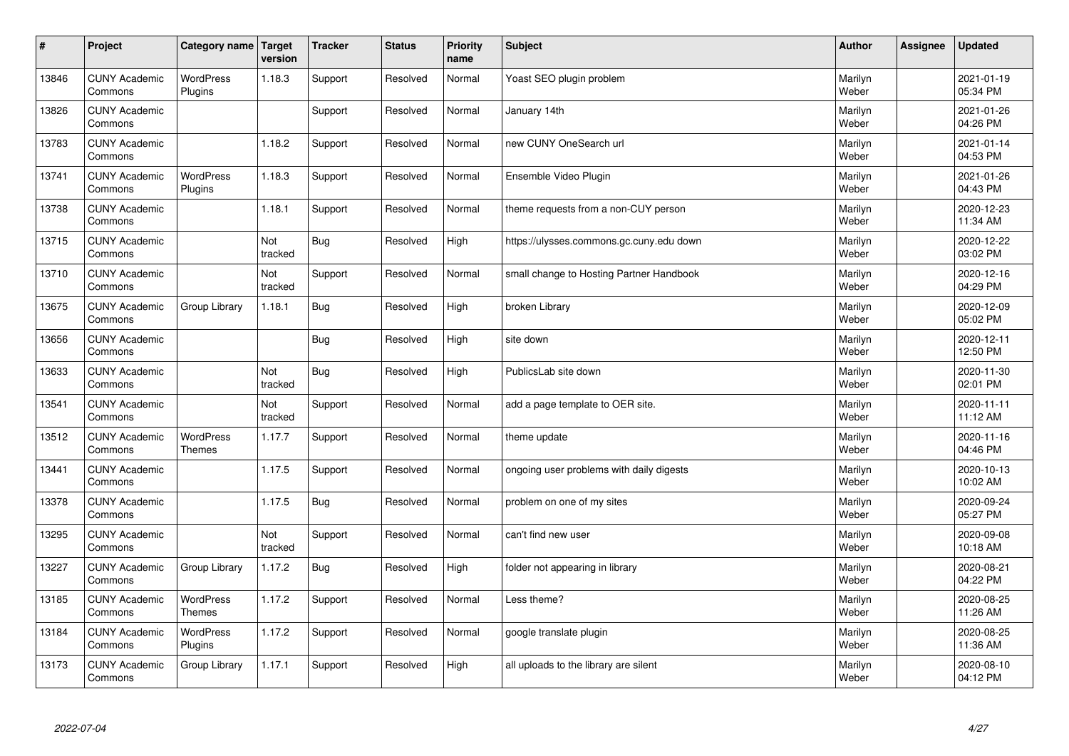| # | Project | Category name | Target version | Tracker | Status | Priority name | Subject | Author | Assignee | Updated |
|---|---|---|---|---|---|---|---|---|---|---|
| 13846 | CUNY Academic Commons | WordPress Plugins | 1.18.3 | Support | Resolved | Normal | Yoast SEO plugin problem | Marilyn Weber | | 2021-01-19 05:34 PM |
| 13826 | CUNY Academic Commons | | | Support | Resolved | Normal | January 14th | Marilyn Weber | | 2021-01-26 04:26 PM |
| 13783 | CUNY Academic Commons | | 1.18.2 | Support | Resolved | Normal | new CUNY OneSearch url | Marilyn Weber | | 2021-01-14 04:53 PM |
| 13741 | CUNY Academic Commons | WordPress Plugins | 1.18.3 | Support | Resolved | Normal | Ensemble Video Plugin | Marilyn Weber | | 2021-01-26 04:43 PM |
| 13738 | CUNY Academic Commons | | 1.18.1 | Support | Resolved | Normal | theme requests from a non-CUY person | Marilyn Weber | | 2020-12-23 11:34 AM |
| 13715 | CUNY Academic Commons | | Not tracked | Bug | Resolved | High | https://ulysses.commons.gc.cuny.edu down | Marilyn Weber | | 2020-12-22 03:02 PM |
| 13710 | CUNY Academic Commons | | Not tracked | Support | Resolved | Normal | small change to Hosting Partner Handbook | Marilyn Weber | | 2020-12-16 04:29 PM |
| 13675 | CUNY Academic Commons | Group Library | 1.18.1 | Bug | Resolved | High | broken Library | Marilyn Weber | | 2020-12-09 05:02 PM |
| 13656 | CUNY Academic Commons | | | Bug | Resolved | High | site down | Marilyn Weber | | 2020-12-11 12:50 PM |
| 13633 | CUNY Academic Commons | | Not tracked | Bug | Resolved | High | PublicsLab site down | Marilyn Weber | | 2020-11-30 02:01 PM |
| 13541 | CUNY Academic Commons | | Not tracked | Support | Resolved | Normal | add a page template to OER site. | Marilyn Weber | | 2020-11-11 11:12 AM |
| 13512 | CUNY Academic Commons | WordPress Themes | 1.17.7 | Support | Resolved | Normal | theme update | Marilyn Weber | | 2020-11-16 04:46 PM |
| 13441 | CUNY Academic Commons | | 1.17.5 | Support | Resolved | Normal | ongoing user problems with daily digests | Marilyn Weber | | 2020-10-13 10:02 AM |
| 13378 | CUNY Academic Commons | | 1.17.5 | Bug | Resolved | Normal | problem on one of my sites | Marilyn Weber | | 2020-09-24 05:27 PM |
| 13295 | CUNY Academic Commons | | Not tracked | Support | Resolved | Normal | can't find new user | Marilyn Weber | | 2020-09-08 10:18 AM |
| 13227 | CUNY Academic Commons | Group Library | 1.17.2 | Bug | Resolved | High | folder not appearing in library | Marilyn Weber | | 2020-08-21 04:22 PM |
| 13185 | CUNY Academic Commons | WordPress Themes | 1.17.2 | Support | Resolved | Normal | Less theme? | Marilyn Weber | | 2020-08-25 11:26 AM |
| 13184 | CUNY Academic Commons | WordPress Plugins | 1.17.2 | Support | Resolved | Normal | google translate plugin | Marilyn Weber | | 2020-08-25 11:36 AM |
| 13173 | CUNY Academic Commons | Group Library | 1.17.1 | Support | Resolved | High | all uploads to the library are silent | Marilyn Weber | | 2020-08-10 04:12 PM |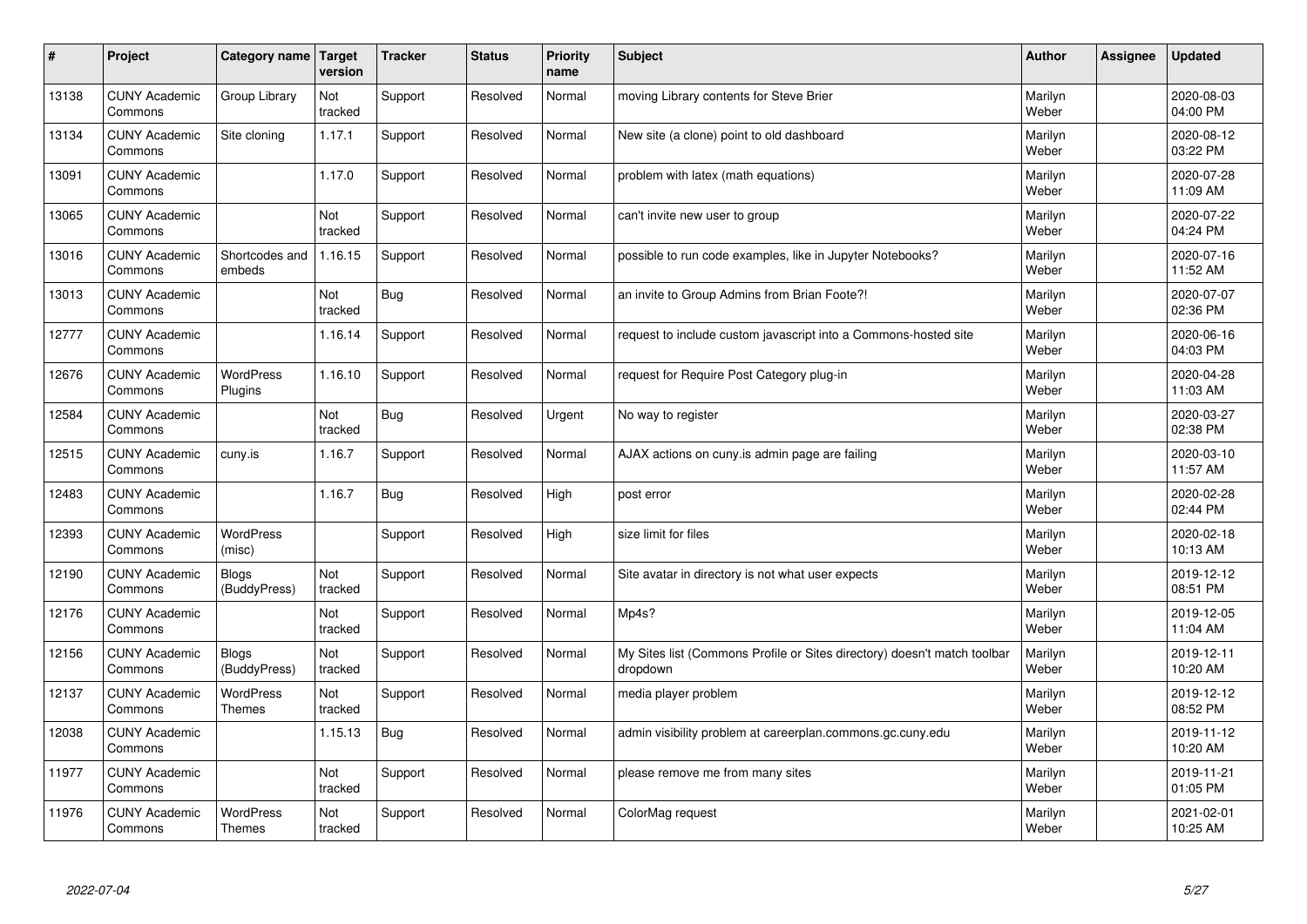| # | Project | Category name | Target version | Tracker | Status | Priority name | Subject | Author | Assignee | Updated |
|---|---|---|---|---|---|---|---|---|---|---|
| 13138 | CUNY Academic Commons | Group Library | Not tracked | Support | Resolved | Normal | moving Library contents for Steve Brier | Marilyn Weber | | 2020-08-03 04:00 PM |
| 13134 | CUNY Academic Commons | Site cloning | 1.17.1 | Support | Resolved | Normal | New site (a clone) point to old dashboard | Marilyn Weber | | 2020-08-12 03:22 PM |
| 13091 | CUNY Academic Commons | | 1.17.0 | Support | Resolved | Normal | problem with latex (math equations) | Marilyn Weber | | 2020-07-28 11:09 AM |
| 13065 | CUNY Academic Commons | | Not tracked | Support | Resolved | Normal | can't invite new user to group | Marilyn Weber | | 2020-07-22 04:24 PM |
| 13016 | CUNY Academic Commons | Shortcodes and embeds | 1.16.15 | Support | Resolved | Normal | possible to run code examples, like in Jupyter Notebooks? | Marilyn Weber | | 2020-07-16 11:52 AM |
| 13013 | CUNY Academic Commons | | Not tracked | Bug | Resolved | Normal | an invite to Group Admins from Brian Foote?! | Marilyn Weber | | 2020-07-07 02:36 PM |
| 12777 | CUNY Academic Commons | | 1.16.14 | Support | Resolved | Normal | request to include custom javascript into a Commons-hosted site | Marilyn Weber | | 2020-06-16 04:03 PM |
| 12676 | CUNY Academic Commons | WordPress Plugins | 1.16.10 | Support | Resolved | Normal | request for Require Post Category plug-in | Marilyn Weber | | 2020-04-28 11:03 AM |
| 12584 | CUNY Academic Commons | | Not tracked | Bug | Resolved | Urgent | No way to register | Marilyn Weber | | 2020-03-27 02:38 PM |
| 12515 | CUNY Academic Commons | cuny.is | 1.16.7 | Support | Resolved | Normal | AJAX actions on cuny.is admin page are failing | Marilyn Weber | | 2020-03-10 11:57 AM |
| 12483 | CUNY Academic Commons | | 1.16.7 | Bug | Resolved | High | post error | Marilyn Weber | | 2020-02-28 02:44 PM |
| 12393 | CUNY Academic Commons | WordPress (misc) | | Support | Resolved | High | size limit for files | Marilyn Weber | | 2020-02-18 10:13 AM |
| 12190 | CUNY Academic Commons | Blogs (BuddyPress) | Not tracked | Support | Resolved | Normal | Site avatar in directory is not what user expects | Marilyn Weber | | 2019-12-12 08:51 PM |
| 12176 | CUNY Academic Commons | | Not tracked | Support | Resolved | Normal | Mp4s? | Marilyn Weber | | 2019-12-05 11:04 AM |
| 12156 | CUNY Academic Commons | Blogs (BuddyPress) | Not tracked | Support | Resolved | Normal | My Sites list (Commons Profile or Sites directory) doesn't match toolbar dropdown | Marilyn Weber | | 2019-12-11 10:20 AM |
| 12137 | CUNY Academic Commons | WordPress Themes | Not tracked | Support | Resolved | Normal | media player problem | Marilyn Weber | | 2019-12-12 08:52 PM |
| 12038 | CUNY Academic Commons | | 1.15.13 | Bug | Resolved | Normal | admin visibility problem at careerplan.commons.gc.cuny.edu | Marilyn Weber | | 2019-11-12 10:20 AM |
| 11977 | CUNY Academic Commons | | Not tracked | Support | Resolved | Normal | please remove me from many sites | Marilyn Weber | | 2019-11-21 01:05 PM |
| 11976 | CUNY Academic Commons | WordPress Themes | Not tracked | Support | Resolved | Normal | ColorMag request | Marilyn Weber | | 2021-02-01 10:25 AM |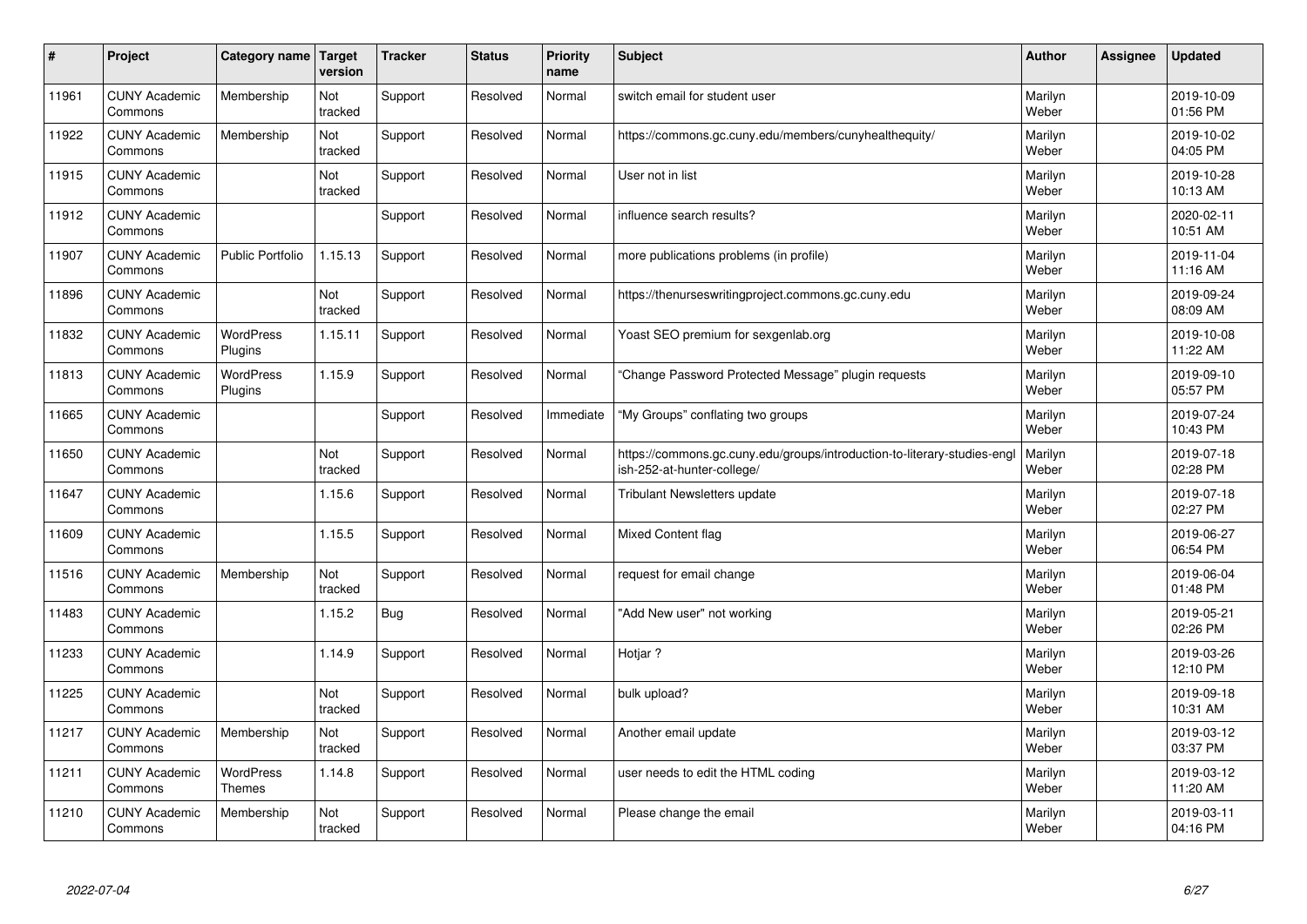| # | Project | Category name | Target version | Tracker | Status | Priority name | Subject | Author | Assignee | Updated |
|---|---|---|---|---|---|---|---|---|---|---|
| 11961 | CUNY Academic Commons | Membership | Not tracked | Support | Resolved | Normal | switch email for student user | Marilyn Weber | | 2019-10-09 01:56 PM |
| 11922 | CUNY Academic Commons | Membership | Not tracked | Support | Resolved | Normal | https://commons.gc.cuny.edu/members/cunyhealthequity/ | Marilyn Weber | | 2019-10-02 04:05 PM |
| 11915 | CUNY Academic Commons | | Not tracked | Support | Resolved | Normal | User not in list | Marilyn Weber | | 2019-10-28 10:13 AM |
| 11912 | CUNY Academic Commons | | | Support | Resolved | Normal | influence search results? | Marilyn Weber | | 2020-02-11 10:51 AM |
| 11907 | CUNY Academic Commons | Public Portfolio | 1.15.13 | Support | Resolved | Normal | more publications problems (in profile) | Marilyn Weber | | 2019-11-04 11:16 AM |
| 11896 | CUNY Academic Commons | | Not tracked | Support | Resolved | Normal | https://thenurseswritingproject.commons.gc.cuny.edu | Marilyn Weber | | 2019-09-24 08:09 AM |
| 11832 | CUNY Academic Commons | WordPress Plugins | 1.15.11 | Support | Resolved | Normal | Yoast SEO premium for sexgenlab.org | Marilyn Weber | | 2019-10-08 11:22 AM |
| 11813 | CUNY Academic Commons | WordPress Plugins | 1.15.9 | Support | Resolved | Normal | "Change Password Protected Message" plugin requests | Marilyn Weber | | 2019-09-10 05:57 PM |
| 11665 | CUNY Academic Commons | | | Support | Resolved | Immediate | "My Groups" conflating two groups | Marilyn Weber | | 2019-07-24 10:43 PM |
| 11650 | CUNY Academic Commons | | Not tracked | Support | Resolved | Normal | https://commons.gc.cuny.edu/groups/introduction-to-literary-studies-english-252-at-hunter-college/ | Marilyn Weber | | 2019-07-18 02:28 PM |
| 11647 | CUNY Academic Commons | | 1.15.6 | Support | Resolved | Normal | Tribulant Newsletters update | Marilyn Weber | | 2019-07-18 02:27 PM |
| 11609 | CUNY Academic Commons | | 1.15.5 | Support | Resolved | Normal | Mixed Content flag | Marilyn Weber | | 2019-06-27 06:54 PM |
| 11516 | CUNY Academic Commons | Membership | Not tracked | Support | Resolved | Normal | request for email change | Marilyn Weber | | 2019-06-04 01:48 PM |
| 11483 | CUNY Academic Commons | | 1.15.2 | Bug | Resolved | Normal | "Add New user" not working | Marilyn Weber | | 2019-05-21 02:26 PM |
| 11233 | CUNY Academic Commons | | 1.14.9 | Support | Resolved | Normal | Hotjar ? | Marilyn Weber | | 2019-03-26 12:10 PM |
| 11225 | CUNY Academic Commons | | Not tracked | Support | Resolved | Normal | bulk upload? | Marilyn Weber | | 2019-09-18 10:31 AM |
| 11217 | CUNY Academic Commons | Membership | Not tracked | Support | Resolved | Normal | Another email update | Marilyn Weber | | 2019-03-12 03:37 PM |
| 11211 | CUNY Academic Commons | WordPress Themes | 1.14.8 | Support | Resolved | Normal | user needs to edit the HTML coding | Marilyn Weber | | 2019-03-12 11:20 AM |
| 11210 | CUNY Academic Commons | Membership | Not tracked | Support | Resolved | Normal | Please change the email | Marilyn Weber | | 2019-03-11 04:16 PM |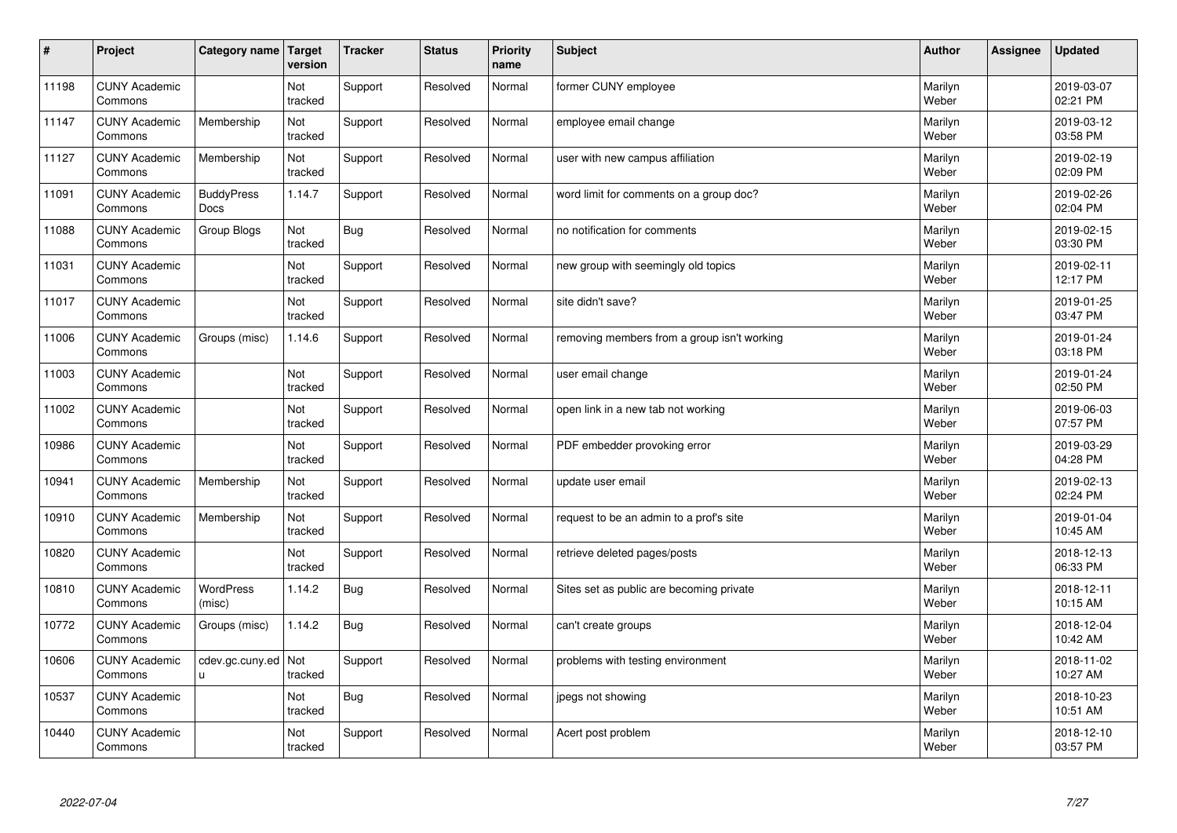| # | Project | Category name | Target version | Tracker | Status | Priority name | Subject | Author | Assignee | Updated |
|---|---|---|---|---|---|---|---|---|---|---|
| 11198 | CUNY Academic Commons | | Not tracked | Support | Resolved | Normal | former CUNY employee | Marilyn Weber | | 2019-03-07 02:21 PM |
| 11147 | CUNY Academic Commons | Membership | Not tracked | Support | Resolved | Normal | employee email change | Marilyn Weber | | 2019-03-12 03:58 PM |
| 11127 | CUNY Academic Commons | Membership | Not tracked | Support | Resolved | Normal | user with new campus affiliation | Marilyn Weber | | 2019-02-19 02:09 PM |
| 11091 | CUNY Academic Commons | BuddyPress Docs | 1.14.7 | Support | Resolved | Normal | word limit for comments on a group doc? | Marilyn Weber | | 2019-02-26 02:04 PM |
| 11088 | CUNY Academic Commons | Group Blogs | Not tracked | Bug | Resolved | Normal | no notification for comments | Marilyn Weber | | 2019-02-15 03:30 PM |
| 11031 | CUNY Academic Commons | | Not tracked | Support | Resolved | Normal | new group with seemingly old topics | Marilyn Weber | | 2019-02-11 12:17 PM |
| 11017 | CUNY Academic Commons | | Not tracked | Support | Resolved | Normal | site didn't save? | Marilyn Weber | | 2019-01-25 03:47 PM |
| 11006 | CUNY Academic Commons | Groups (misc) | 1.14.6 | Support | Resolved | Normal | removing members from a group isn't working | Marilyn Weber | | 2019-01-24 03:18 PM |
| 11003 | CUNY Academic Commons | | Not tracked | Support | Resolved | Normal | user email change | Marilyn Weber | | 2019-01-24 02:50 PM |
| 11002 | CUNY Academic Commons | | Not tracked | Support | Resolved | Normal | open link in a new tab not working | Marilyn Weber | | 2019-06-03 07:57 PM |
| 10986 | CUNY Academic Commons | | Not tracked | Support | Resolved | Normal | PDF embedder provoking error | Marilyn Weber | | 2019-03-29 04:28 PM |
| 10941 | CUNY Academic Commons | Membership | Not tracked | Support | Resolved | Normal | update user email | Marilyn Weber | | 2019-02-13 02:24 PM |
| 10910 | CUNY Academic Commons | Membership | Not tracked | Support | Resolved | Normal | request to be an admin to a prof's site | Marilyn Weber | | 2019-01-04 10:45 AM |
| 10820 | CUNY Academic Commons | | Not tracked | Support | Resolved | Normal | retrieve deleted pages/posts | Marilyn Weber | | 2018-12-13 06:33 PM |
| 10810 | CUNY Academic Commons | WordPress (misc) | 1.14.2 | Bug | Resolved | Normal | Sites set as public are becoming private | Marilyn Weber | | 2018-12-11 10:15 AM |
| 10772 | CUNY Academic Commons | Groups (misc) | 1.14.2 | Bug | Resolved | Normal | can't create groups | Marilyn Weber | | 2018-12-04 10:42 AM |
| 10606 | CUNY Academic Commons | cdev.gc.cuny.edu | Not tracked | Support | Resolved | Normal | problems with testing environment | Marilyn Weber | | 2018-11-02 10:27 AM |
| 10537 | CUNY Academic Commons | | Not tracked | Bug | Resolved | Normal | jpegs not showing | Marilyn Weber | | 2018-10-23 10:51 AM |
| 10440 | CUNY Academic Commons | | Not tracked | Support | Resolved | Normal | Acert post problem | Marilyn Weber | | 2018-12-10 03:57 PM |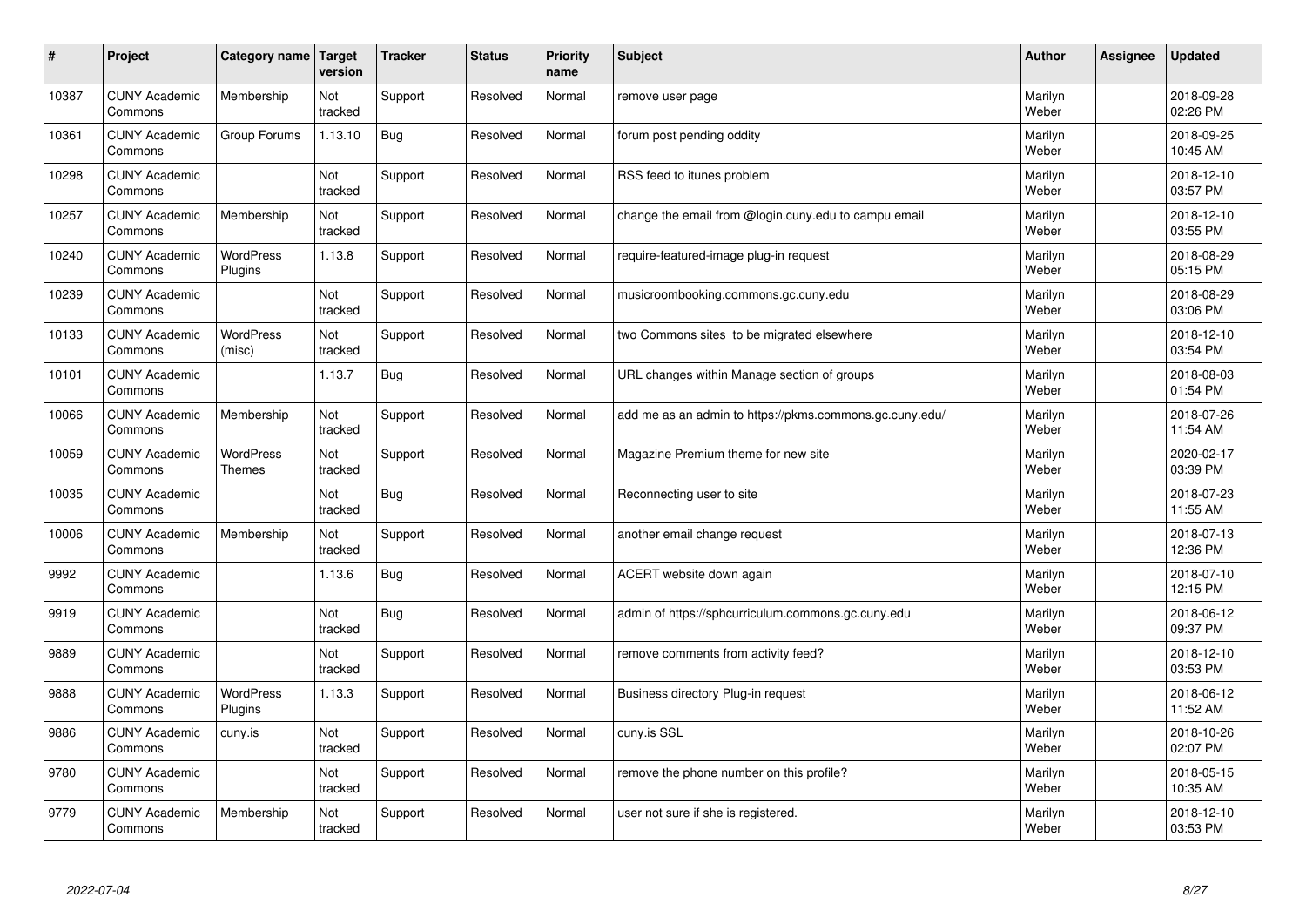| # | Project | Category name | Target version | Tracker | Status | Priority name | Subject | Author | Assignee | Updated |
|---|---|---|---|---|---|---|---|---|---|---|
| 10387 | CUNY Academic Commons | Membership | Not tracked | Support | Resolved | Normal | remove user page | Marilyn Weber | | 2018-09-28 02:26 PM |
| 10361 | CUNY Academic Commons | Group Forums | 1.13.10 | Bug | Resolved | Normal | forum post pending oddity | Marilyn Weber | | 2018-09-25 10:45 AM |
| 10298 | CUNY Academic Commons | | Not tracked | Support | Resolved | Normal | RSS feed to itunes problem | Marilyn Weber | | 2018-12-10 03:57 PM |
| 10257 | CUNY Academic Commons | Membership | Not tracked | Support | Resolved | Normal | change the email from @login.cuny.edu to campu email | Marilyn Weber | | 2018-12-10 03:55 PM |
| 10240 | CUNY Academic Commons | WordPress Plugins | 1.13.8 | Support | Resolved | Normal | require-featured-image plug-in request | Marilyn Weber | | 2018-08-29 05:15 PM |
| 10239 | CUNY Academic Commons | | Not tracked | Support | Resolved | Normal | musicroombooking.commons.gc.cuny.edu | Marilyn Weber | | 2018-08-29 03:06 PM |
| 10133 | CUNY Academic Commons | WordPress (misc) | Not tracked | Support | Resolved | Normal | two Commons sites to be migrated elsewhere | Marilyn Weber | | 2018-12-10 03:54 PM |
| 10101 | CUNY Academic Commons | | 1.13.7 | Bug | Resolved | Normal | URL changes within Manage section of groups | Marilyn Weber | | 2018-08-03 01:54 PM |
| 10066 | CUNY Academic Commons | Membership | Not tracked | Support | Resolved | Normal | add me as an admin to https://pkms.commons.gc.cuny.edu/ | Marilyn Weber | | 2018-07-26 11:54 AM |
| 10059 | CUNY Academic Commons | WordPress Themes | Not tracked | Support | Resolved | Normal | Magazine Premium theme for new site | Marilyn Weber | | 2020-02-17 03:39 PM |
| 10035 | CUNY Academic Commons | | Not tracked | Bug | Resolved | Normal | Reconnecting user to site | Marilyn Weber | | 2018-07-23 11:55 AM |
| 10006 | CUNY Academic Commons | Membership | Not tracked | Support | Resolved | Normal | another email change request | Marilyn Weber | | 2018-07-13 12:36 PM |
| 9992 | CUNY Academic Commons | | 1.13.6 | Bug | Resolved | Normal | ACERT website down again | Marilyn Weber | | 2018-07-10 12:15 PM |
| 9919 | CUNY Academic Commons | | Not tracked | Bug | Resolved | Normal | admin of https://sphcurriculum.commons.gc.cuny.edu | Marilyn Weber | | 2018-06-12 09:37 PM |
| 9889 | CUNY Academic Commons | | Not tracked | Support | Resolved | Normal | remove comments from activity feed? | Marilyn Weber | | 2018-12-10 03:53 PM |
| 9888 | CUNY Academic Commons | WordPress Plugins | 1.13.3 | Support | Resolved | Normal | Business directory Plug-in request | Marilyn Weber | | 2018-06-12 11:52 AM |
| 9886 | CUNY Academic Commons | cuny.is | Not tracked | Support | Resolved | Normal | cuny.is SSL | Marilyn Weber | | 2018-10-26 02:07 PM |
| 9780 | CUNY Academic Commons | | Not tracked | Support | Resolved | Normal | remove the phone number on this profile? | Marilyn Weber | | 2018-05-15 10:35 AM |
| 9779 | CUNY Academic Commons | Membership | Not tracked | Support | Resolved | Normal | user not sure if she is registered. | Marilyn Weber | | 2018-12-10 03:53 PM |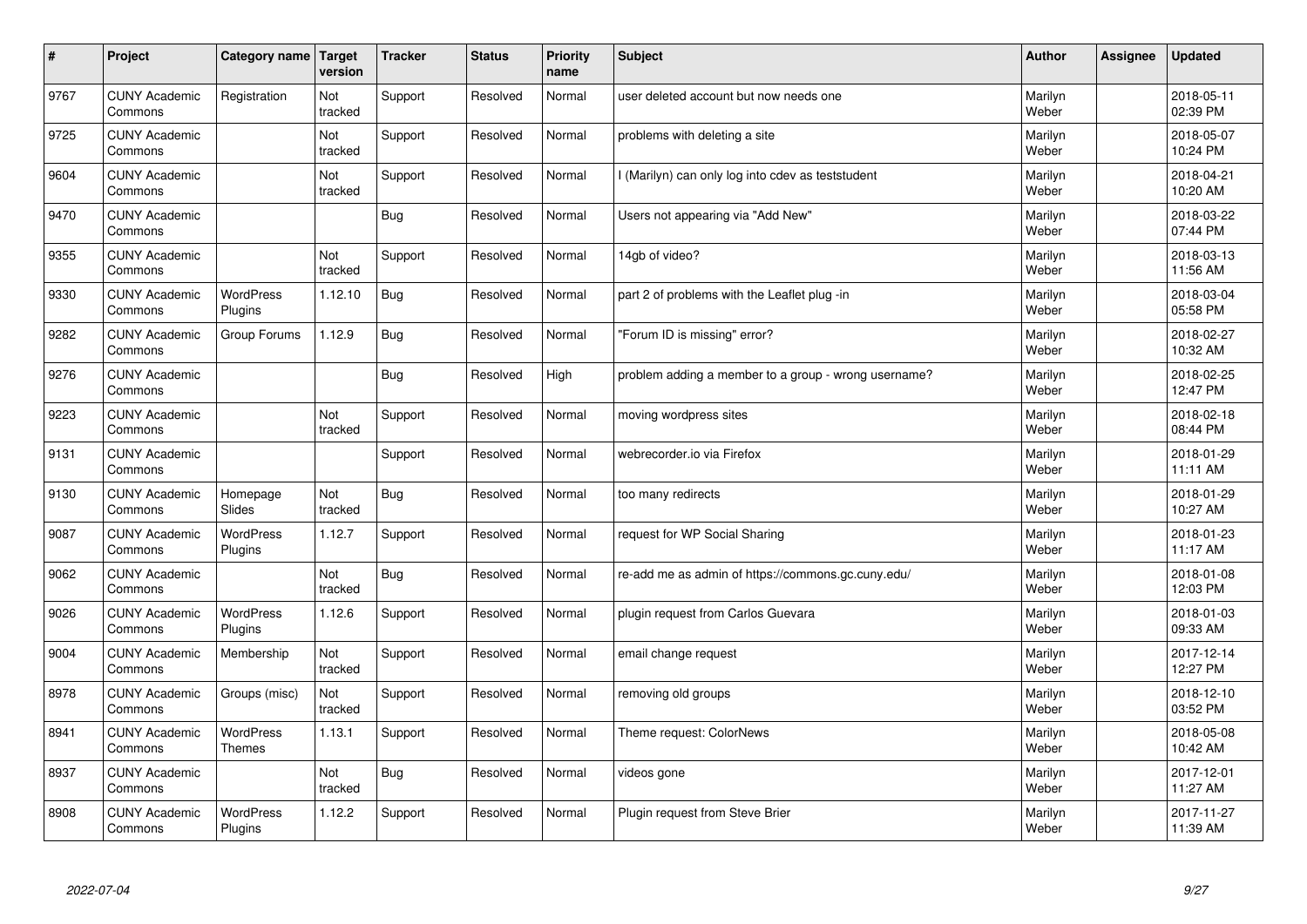| # | Project | Category name | Target version | Tracker | Status | Priority name | Subject | Author | Assignee | Updated |
|---|---|---|---|---|---|---|---|---|---|---|
| 9767 | CUNY Academic Commons | Registration | Not tracked | Support | Resolved | Normal | user deleted account but now needs one | Marilyn Weber | | 2018-05-11 02:39 PM |
| 9725 | CUNY Academic Commons | | Not tracked | Support | Resolved | Normal | problems with deleting a site | Marilyn Weber | | 2018-05-07 10:24 PM |
| 9604 | CUNY Academic Commons | | Not tracked | Support | Resolved | Normal | I (Marilyn) can only log into cdev as teststudent | Marilyn Weber | | 2018-04-21 10:20 AM |
| 9470 | CUNY Academic Commons | | | Bug | Resolved | Normal | Users not appearing via "Add New" | Marilyn Weber | | 2018-03-22 07:44 PM |
| 9355 | CUNY Academic Commons | | Not tracked | Support | Resolved | Normal | 14gb of video? | Marilyn Weber | | 2018-03-13 11:56 AM |
| 9330 | CUNY Academic Commons | WordPress Plugins | 1.12.10 | Bug | Resolved | Normal | part 2 of problems with the Leaflet plug -in | Marilyn Weber | | 2018-03-04 05:58 PM |
| 9282 | CUNY Academic Commons | Group Forums | 1.12.9 | Bug | Resolved | Normal | "Forum ID is missing" error? | Marilyn Weber | | 2018-02-27 10:32 AM |
| 9276 | CUNY Academic Commons | | | Bug | Resolved | High | problem adding a member to a group - wrong username? | Marilyn Weber | | 2018-02-25 12:47 PM |
| 9223 | CUNY Academic Commons | | Not tracked | Support | Resolved | Normal | moving wordpress sites | Marilyn Weber | | 2018-02-18 08:44 PM |
| 9131 | CUNY Academic Commons | | | Support | Resolved | Normal | webrecorder.io via Firefox | Marilyn Weber | | 2018-01-29 11:11 AM |
| 9130 | CUNY Academic Commons | Homepage Slides | Not tracked | Bug | Resolved | Normal | too many redirects | Marilyn Weber | | 2018-01-29 10:27 AM |
| 9087 | CUNY Academic Commons | WordPress Plugins | 1.12.7 | Support | Resolved | Normal | request for WP Social Sharing | Marilyn Weber | | 2018-01-23 11:17 AM |
| 9062 | CUNY Academic Commons | | Not tracked | Bug | Resolved | Normal | re-add me as admin of https://commons.gc.cuny.edu/ | Marilyn Weber | | 2018-01-08 12:03 PM |
| 9026 | CUNY Academic Commons | WordPress Plugins | 1.12.6 | Support | Resolved | Normal | plugin request from Carlos Guevara | Marilyn Weber | | 2018-01-03 09:33 AM |
| 9004 | CUNY Academic Commons | Membership | Not tracked | Support | Resolved | Normal | email change request | Marilyn Weber | | 2017-12-14 12:27 PM |
| 8978 | CUNY Academic Commons | Groups (misc) | Not tracked | Support | Resolved | Normal | removing old groups | Marilyn Weber | | 2018-12-10 03:52 PM |
| 8941 | CUNY Academic Commons | WordPress Themes | 1.13.1 | Support | Resolved | Normal | Theme request: ColorNews | Marilyn Weber | | 2018-05-08 10:42 AM |
| 8937 | CUNY Academic Commons | | Not tracked | Bug | Resolved | Normal | videos gone | Marilyn Weber | | 2017-12-01 11:27 AM |
| 8908 | CUNY Academic Commons | WordPress Plugins | 1.12.2 | Support | Resolved | Normal | Plugin request from Steve Brier | Marilyn Weber | | 2017-11-27 11:39 AM |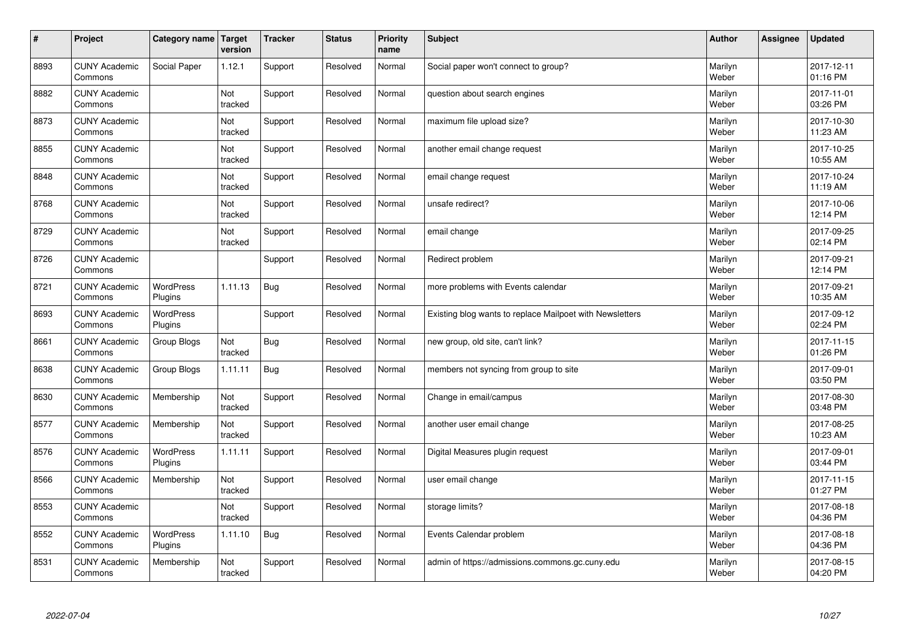| # | Project | Category name | Target version | Tracker | Status | Priority name | Subject | Author | Assignee | Updated |
|---|---|---|---|---|---|---|---|---|---|---|
| 8893 | CUNY Academic Commons | Social Paper | 1.12.1 | Support | Resolved | Normal | Social paper won't connect to group? | Marilyn Weber | | 2017-12-11 01:16 PM |
| 8882 | CUNY Academic Commons | | Not tracked | Support | Resolved | Normal | question about search engines | Marilyn Weber | | 2017-11-01 03:26 PM |
| 8873 | CUNY Academic Commons | | Not tracked | Support | Resolved | Normal | maximum file upload size? | Marilyn Weber | | 2017-10-30 11:23 AM |
| 8855 | CUNY Academic Commons | | Not tracked | Support | Resolved | Normal | another email change request | Marilyn Weber | | 2017-10-25 10:55 AM |
| 8848 | CUNY Academic Commons | | Not tracked | Support | Resolved | Normal | email change request | Marilyn Weber | | 2017-10-24 11:19 AM |
| 8768 | CUNY Academic Commons | | Not tracked | Support | Resolved | Normal | unsafe redirect? | Marilyn Weber | | 2017-10-06 12:14 PM |
| 8729 | CUNY Academic Commons | | Not tracked | Support | Resolved | Normal | email change | Marilyn Weber | | 2017-09-25 02:14 PM |
| 8726 | CUNY Academic Commons | | | Support | Resolved | Normal | Redirect problem | Marilyn Weber | | 2017-09-21 12:14 PM |
| 8721 | CUNY Academic Commons | WordPress Plugins | 1.11.13 | Bug | Resolved | Normal | more problems with Events calendar | Marilyn Weber | | 2017-09-21 10:35 AM |
| 8693 | CUNY Academic Commons | WordPress Plugins | | Support | Resolved | Normal | Existing blog wants to replace Mailpoet with Newsletters | Marilyn Weber | | 2017-09-12 02:24 PM |
| 8661 | CUNY Academic Commons | Group Blogs | Not tracked | Bug | Resolved | Normal | new group, old site, can't link? | Marilyn Weber | | 2017-11-15 01:26 PM |
| 8638 | CUNY Academic Commons | Group Blogs | 1.11.11 | Bug | Resolved | Normal | members not syncing from group to site | Marilyn Weber | | 2017-09-01 03:50 PM |
| 8630 | CUNY Academic Commons | Membership | Not tracked | Support | Resolved | Normal | Change in email/campus | Marilyn Weber | | 2017-08-30 03:48 PM |
| 8577 | CUNY Academic Commons | Membership | Not tracked | Support | Resolved | Normal | another user email change | Marilyn Weber | | 2017-08-25 10:23 AM |
| 8576 | CUNY Academic Commons | WordPress Plugins | 1.11.11 | Support | Resolved | Normal | Digital Measures plugin request | Marilyn Weber | | 2017-09-01 03:44 PM |
| 8566 | CUNY Academic Commons | Membership | Not tracked | Support | Resolved | Normal | user email change | Marilyn Weber | | 2017-11-15 01:27 PM |
| 8553 | CUNY Academic Commons | | Not tracked | Support | Resolved | Normal | storage limits? | Marilyn Weber | | 2017-08-18 04:36 PM |
| 8552 | CUNY Academic Commons | WordPress Plugins | 1.11.10 | Bug | Resolved | Normal | Events Calendar problem | Marilyn Weber | | 2017-08-18 04:36 PM |
| 8531 | CUNY Academic Commons | Membership | Not tracked | Support | Resolved | Normal | admin of https://admissions.commons.gc.cuny.edu | Marilyn Weber | | 2017-08-15 04:20 PM |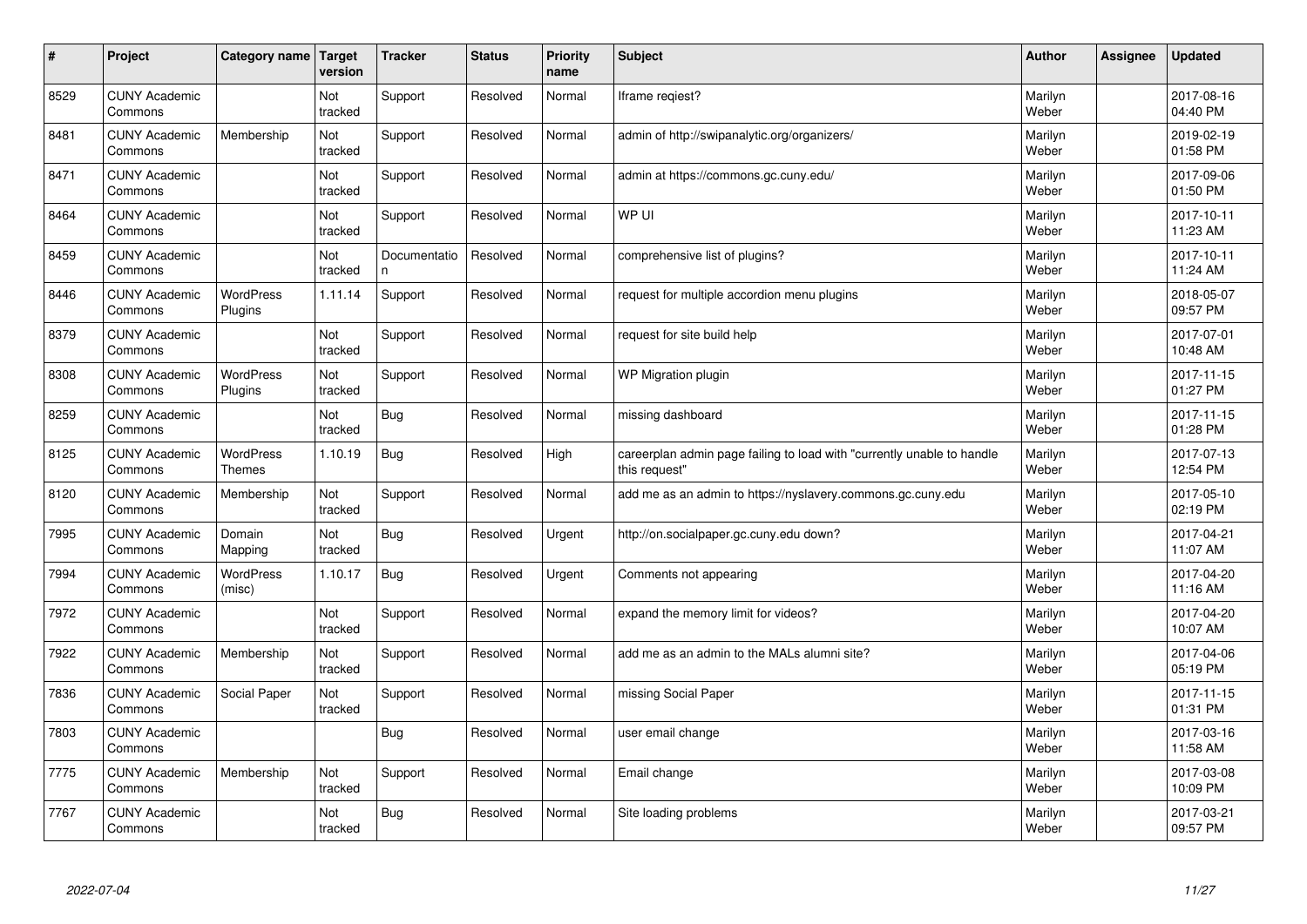| # | Project | Category name | Target version | Tracker | Status | Priority name | Subject | Author | Assignee | Updated |
|---|---|---|---|---|---|---|---|---|---|---|
| 8529 | CUNY Academic Commons | | Not tracked | Support | Resolved | Normal | Iframe reqiest? | Marilyn Weber | | 2017-08-16 04:40 PM |
| 8481 | CUNY Academic Commons | Membership | Not tracked | Support | Resolved | Normal | admin of http://swipanalytic.org/organizers/ | Marilyn Weber | | 2019-02-19 01:58 PM |
| 8471 | CUNY Academic Commons | | Not tracked | Support | Resolved | Normal | admin at https://commons.gc.cuny.edu/ | Marilyn Weber | | 2017-09-06 01:50 PM |
| 8464 | CUNY Academic Commons | | Not tracked | Support | Resolved | Normal | WP UI | Marilyn Weber | | 2017-10-11 11:23 AM |
| 8459 | CUNY Academic Commons | | Not tracked | Documentation | Resolved | Normal | comprehensive list of plugins? | Marilyn Weber | | 2017-10-11 11:24 AM |
| 8446 | CUNY Academic Commons | WordPress Plugins | 1.11.14 | Support | Resolved | Normal | request for multiple accordion menu plugins | Marilyn Weber | | 2018-05-07 09:57 PM |
| 8379 | CUNY Academic Commons | | Not tracked | Support | Resolved | Normal | request for site build help | Marilyn Weber | | 2017-07-01 10:48 AM |
| 8308 | CUNY Academic Commons | WordPress Plugins | Not tracked | Support | Resolved | Normal | WP Migration plugin | Marilyn Weber | | 2017-11-15 01:27 PM |
| 8259 | CUNY Academic Commons | | Not tracked | Bug | Resolved | Normal | missing dashboard | Marilyn Weber | | 2017-11-15 01:28 PM |
| 8125 | CUNY Academic Commons | WordPress Themes | 1.10.19 | Bug | Resolved | High | careerplan admin page failing to load with "currently unable to handle this request" | Marilyn Weber | | 2017-07-13 12:54 PM |
| 8120 | CUNY Academic Commons | Membership | Not tracked | Support | Resolved | Normal | add me as an admin to https://nyslavery.commons.gc.cuny.edu | Marilyn Weber | | 2017-05-10 02:19 PM |
| 7995 | CUNY Academic Commons | Domain Mapping | Not tracked | Bug | Resolved | Urgent | http://on.socialpaper.gc.cuny.edu down? | Marilyn Weber | | 2017-04-21 11:07 AM |
| 7994 | CUNY Academic Commons | WordPress (misc) | 1.10.17 | Bug | Resolved | Urgent | Comments not appearing | Marilyn Weber | | 2017-04-20 11:16 AM |
| 7972 | CUNY Academic Commons | | Not tracked | Support | Resolved | Normal | expand the memory limit for videos? | Marilyn Weber | | 2017-04-20 10:07 AM |
| 7922 | CUNY Academic Commons | Membership | Not tracked | Support | Resolved | Normal | add me as an admin to the MALs alumni site? | Marilyn Weber | | 2017-04-06 05:19 PM |
| 7836 | CUNY Academic Commons | Social Paper | Not tracked | Support | Resolved | Normal | missing Social Paper | Marilyn Weber | | 2017-11-15 01:31 PM |
| 7803 | CUNY Academic Commons | | | Bug | Resolved | Normal | user email change | Marilyn Weber | | 2017-03-16 11:58 AM |
| 7775 | CUNY Academic Commons | Membership | Not tracked | Support | Resolved | Normal | Email change | Marilyn Weber | | 2017-03-08 10:09 PM |
| 7767 | CUNY Academic Commons | | Not tracked | Bug | Resolved | Normal | Site loading problems | Marilyn Weber | | 2017-03-21 09:57 PM |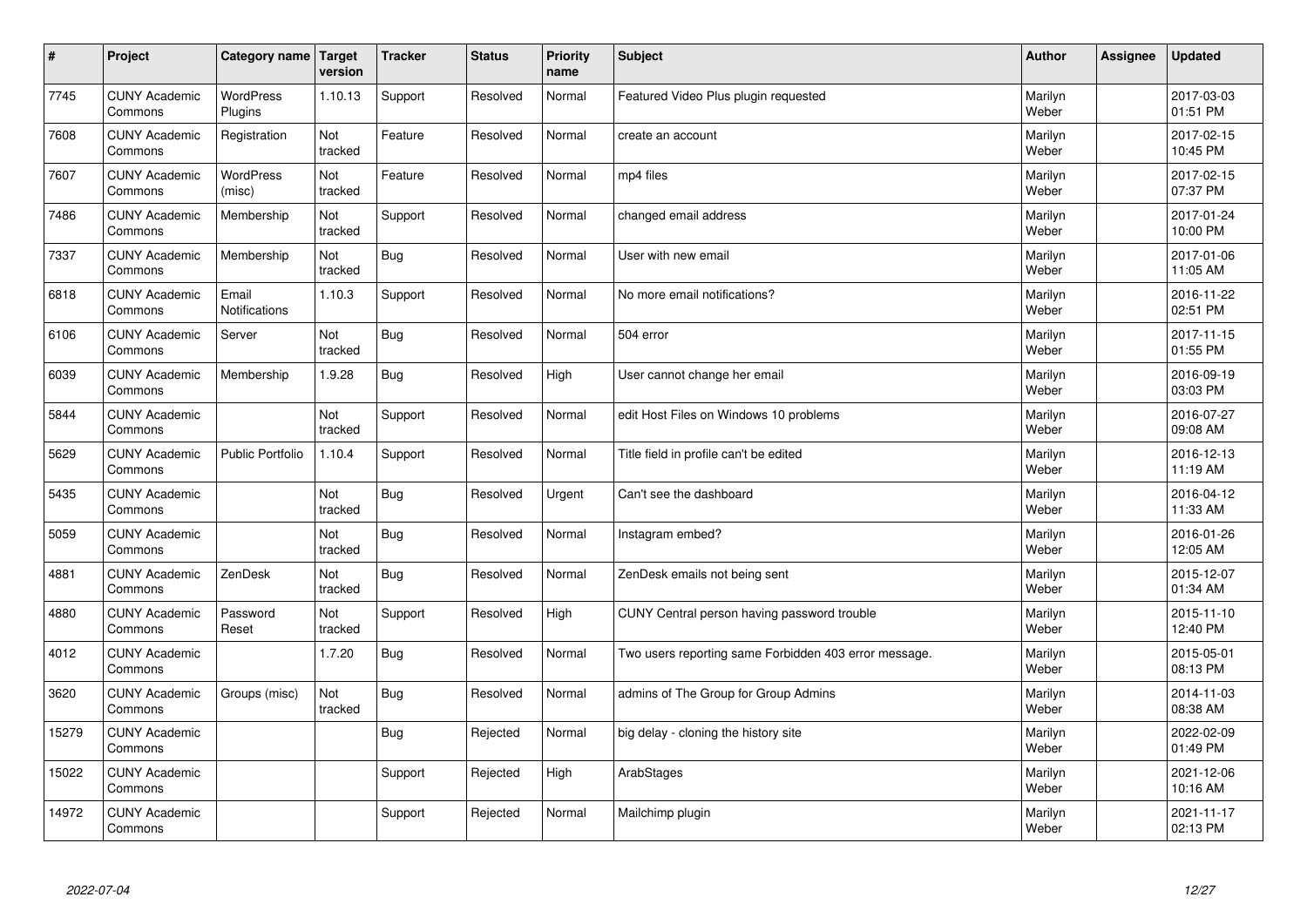| # | Project | Category name | Target version | Tracker | Status | Priority name | Subject | Author | Assignee | Updated |
|---|---|---|---|---|---|---|---|---|---|---|
| 7745 | CUNY Academic Commons | WordPress Plugins | 1.10.13 | Support | Resolved | Normal | Featured Video Plus plugin requested | Marilyn Weber | | 2017-03-03 01:51 PM |
| 7608 | CUNY Academic Commons | Registration | Not tracked | Feature | Resolved | Normal | create an account | Marilyn Weber | | 2017-02-15 10:45 PM |
| 7607 | CUNY Academic Commons | WordPress (misc) | Not tracked | Feature | Resolved | Normal | mp4 files | Marilyn Weber | | 2017-02-15 07:37 PM |
| 7486 | CUNY Academic Commons | Membership | Not tracked | Support | Resolved | Normal | changed email address | Marilyn Weber | | 2017-01-24 10:00 PM |
| 7337 | CUNY Academic Commons | Membership | Not tracked | Bug | Resolved | Normal | User with new email | Marilyn Weber | | 2017-01-06 11:05 AM |
| 6818 | CUNY Academic Commons | Email Notifications | 1.10.3 | Support | Resolved | Normal | No more email notifications? | Marilyn Weber | | 2016-11-22 02:51 PM |
| 6106 | CUNY Academic Commons | Server | Not tracked | Bug | Resolved | Normal | 504 error | Marilyn Weber | | 2017-11-15 01:55 PM |
| 6039 | CUNY Academic Commons | Membership | 1.9.28 | Bug | Resolved | High | User cannot change her email | Marilyn Weber | | 2016-09-19 03:03 PM |
| 5844 | CUNY Academic Commons | | Not tracked | Support | Resolved | Normal | edit Host Files on Windows 10 problems | Marilyn Weber | | 2016-07-27 09:08 AM |
| 5629 | CUNY Academic Commons | Public Portfolio | 1.10.4 | Support | Resolved | Normal | Title field in profile can't be edited | Marilyn Weber | | 2016-12-13 11:19 AM |
| 5435 | CUNY Academic Commons | | Not tracked | Bug | Resolved | Urgent | Can't see the dashboard | Marilyn Weber | | 2016-04-12 11:33 AM |
| 5059 | CUNY Academic Commons | | Not tracked | Bug | Resolved | Normal | Instagram embed? | Marilyn Weber | | 2016-01-26 12:05 AM |
| 4881 | CUNY Academic Commons | ZenDesk | Not tracked | Bug | Resolved | Normal | ZenDesk emails not being sent | Marilyn Weber | | 2015-12-07 01:34 AM |
| 4880 | CUNY Academic Commons | Password Reset | Not tracked | Support | Resolved | High | CUNY Central person having password trouble | Marilyn Weber | | 2015-11-10 12:40 PM |
| 4012 | CUNY Academic Commons | | 1.7.20 | Bug | Resolved | Normal | Two users reporting same Forbidden 403 error message. | Marilyn Weber | | 2015-05-01 08:13 PM |
| 3620 | CUNY Academic Commons | Groups (misc) | Not tracked | Bug | Resolved | Normal | admins of The Group for Group Admins | Marilyn Weber | | 2014-11-03 08:38 AM |
| 15279 | CUNY Academic Commons | | | Bug | Rejected | Normal | big delay - cloning the history site | Marilyn Weber | | 2022-02-09 01:49 PM |
| 15022 | CUNY Academic Commons | | | Support | Rejected | High | ArabStages | Marilyn Weber | | 2021-12-06 10:16 AM |
| 14972 | CUNY Academic Commons | | | Support | Rejected | Normal | Mailchimp plugin | Marilyn Weber | | 2021-11-17 02:13 PM |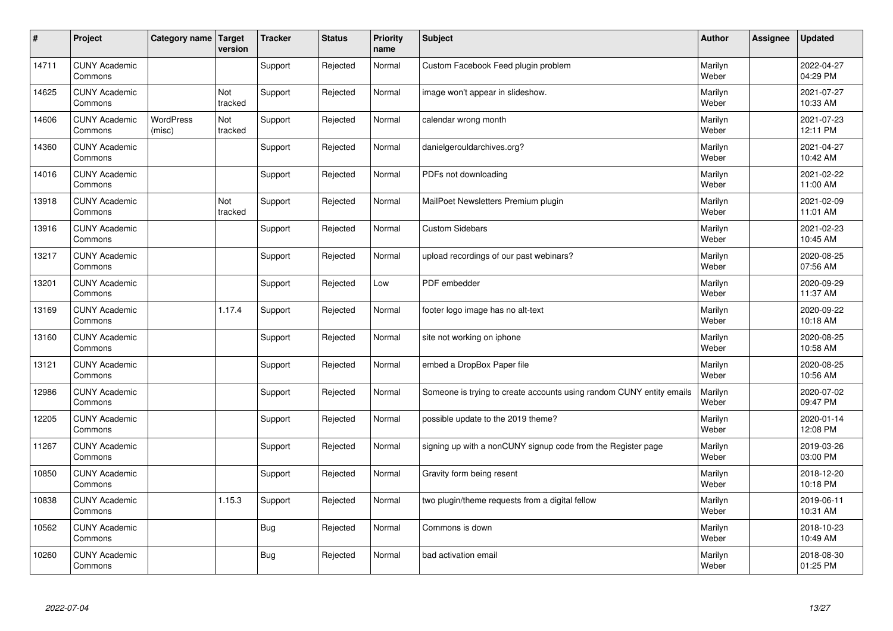| # | Project | Category name | Target version | Tracker | Status | Priority name | Subject | Author | Assignee | Updated |
|---|---|---|---|---|---|---|---|---|---|---|
| 14711 | CUNY Academic Commons | | | Support | Rejected | Normal | Custom Facebook Feed plugin problem | Marilyn Weber | | 2022-04-27 04:29 PM |
| 14625 | CUNY Academic Commons | | Not tracked | Support | Rejected | Normal | image won't appear in slideshow. | Marilyn Weber | | 2021-07-27 10:33 AM |
| 14606 | CUNY Academic Commons | WordPress (misc) | Not tracked | Support | Rejected | Normal | calendar wrong month | Marilyn Weber | | 2021-07-23 12:11 PM |
| 14360 | CUNY Academic Commons | | | Support | Rejected | Normal | danielgerouldarchives.org? | Marilyn Weber | | 2021-04-27 10:42 AM |
| 14016 | CUNY Academic Commons | | | Support | Rejected | Normal | PDFs not downloading | Marilyn Weber | | 2021-02-22 11:00 AM |
| 13918 | CUNY Academic Commons | | Not tracked | Support | Rejected | Normal | MailPoet Newsletters Premium plugin | Marilyn Weber | | 2021-02-09 11:01 AM |
| 13916 | CUNY Academic Commons | | | Support | Rejected | Normal | Custom Sidebars | Marilyn Weber | | 2021-02-23 10:45 AM |
| 13217 | CUNY Academic Commons | | | Support | Rejected | Normal | upload recordings of our past webinars? | Marilyn Weber | | 2020-08-25 07:56 AM |
| 13201 | CUNY Academic Commons | | | Support | Rejected | Low | PDF embedder | Marilyn Weber | | 2020-09-29 11:37 AM |
| 13169 | CUNY Academic Commons | | 1.17.4 | Support | Rejected | Normal | footer logo image has no alt-text | Marilyn Weber | | 2020-09-22 10:18 AM |
| 13160 | CUNY Academic Commons | | | Support | Rejected | Normal | site not working on iphone | Marilyn Weber | | 2020-08-25 10:58 AM |
| 13121 | CUNY Academic Commons | | | Support | Rejected | Normal | embed a DropBox Paper file | Marilyn Weber | | 2020-08-25 10:56 AM |
| 12986 | CUNY Academic Commons | | | Support | Rejected | Normal | Someone is trying to create accounts using random CUNY entity emails | Marilyn Weber | | 2020-07-02 09:47 PM |
| 12205 | CUNY Academic Commons | | | Support | Rejected | Normal | possible update to the 2019 theme? | Marilyn Weber | | 2020-01-14 12:08 PM |
| 11267 | CUNY Academic Commons | | | Support | Rejected | Normal | signing up with a nonCUNY signup code from the Register page | Marilyn Weber | | 2019-03-26 03:00 PM |
| 10850 | CUNY Academic Commons | | | Support | Rejected | Normal | Gravity form being resent | Marilyn Weber | | 2018-12-20 10:18 PM |
| 10838 | CUNY Academic Commons | | 1.15.3 | Support | Rejected | Normal | two plugin/theme requests from a digital fellow | Marilyn Weber | | 2019-06-11 10:31 AM |
| 10562 | CUNY Academic Commons | | | Bug | Rejected | Normal | Commons is down | Marilyn Weber | | 2018-10-23 10:49 AM |
| 10260 | CUNY Academic Commons | | | Bug | Rejected | Normal | bad activation email | Marilyn Weber | | 2018-08-30 01:25 PM |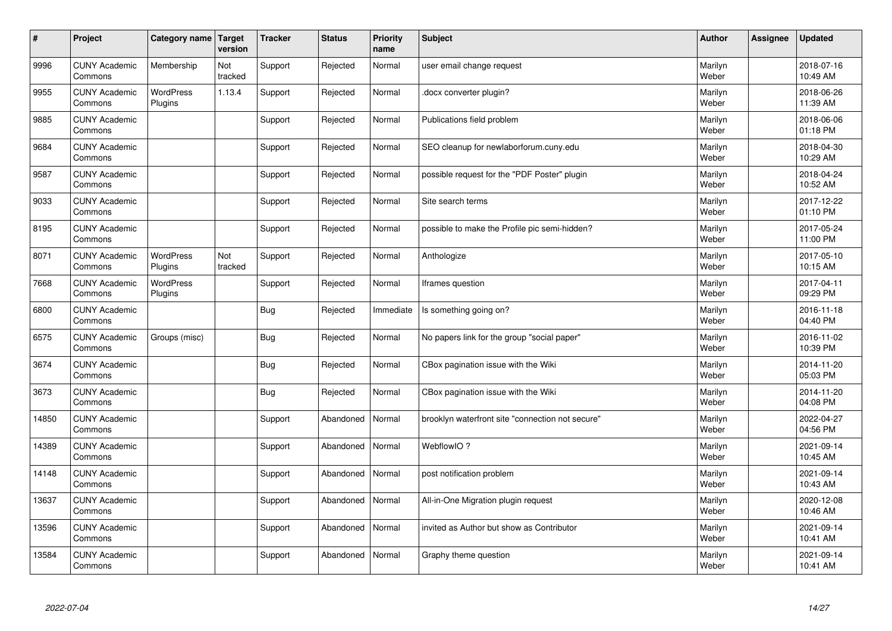| # | Project | Category name | Target version | Tracker | Status | Priority name | Subject | Author | Assignee | Updated |
|---|---|---|---|---|---|---|---|---|---|---|
| 9996 | CUNY Academic Commons | Membership | Not tracked | Support | Rejected | Normal | user email change request | Marilyn Weber | | 2018-07-16 10:49 AM |
| 9955 | CUNY Academic Commons | WordPress Plugins | 1.13.4 | Support | Rejected | Normal | .docx converter plugin? | Marilyn Weber | | 2018-06-26 11:39 AM |
| 9885 | CUNY Academic Commons | | | Support | Rejected | Normal | Publications field problem | Marilyn Weber | | 2018-06-06 01:18 PM |
| 9684 | CUNY Academic Commons | | | Support | Rejected | Normal | SEO cleanup for newlaborforum.cuny.edu | Marilyn Weber | | 2018-04-30 10:29 AM |
| 9587 | CUNY Academic Commons | | | Support | Rejected | Normal | possible request for the "PDF Poster" plugin | Marilyn Weber | | 2018-04-24 10:52 AM |
| 9033 | CUNY Academic Commons | | | Support | Rejected | Normal | Site search terms | Marilyn Weber | | 2017-12-22 01:10 PM |
| 8195 | CUNY Academic Commons | | | Support | Rejected | Normal | possible to make the Profile pic semi-hidden? | Marilyn Weber | | 2017-05-24 11:00 PM |
| 8071 | CUNY Academic Commons | WordPress Plugins | Not tracked | Support | Rejected | Normal | Anthologize | Marilyn Weber | | 2017-05-10 10:15 AM |
| 7668 | CUNY Academic Commons | WordPress Plugins | | Support | Rejected | Normal | Iframes question | Marilyn Weber | | 2017-04-11 09:29 PM |
| 6800 | CUNY Academic Commons | | | Bug | Rejected | Immediate | Is something going on? | Marilyn Weber | | 2016-11-18 04:40 PM |
| 6575 | CUNY Academic Commons | Groups (misc) | | Bug | Rejected | Normal | No papers link for the group "social paper" | Marilyn Weber | | 2016-11-02 10:39 PM |
| 3674 | CUNY Academic Commons | | | Bug | Rejected | Normal | CBox pagination issue with the Wiki | Marilyn Weber | | 2014-11-20 05:03 PM |
| 3673 | CUNY Academic Commons | | | Bug | Rejected | Normal | CBox pagination issue with the Wiki | Marilyn Weber | | 2014-11-20 04:08 PM |
| 14850 | CUNY Academic Commons | | | Support | Abandoned | Normal | brooklyn waterfront site "connection not secure" | Marilyn Weber | | 2022-04-27 04:56 PM |
| 14389 | CUNY Academic Commons | | | Support | Abandoned | Normal | WebflowIO ? | Marilyn Weber | | 2021-09-14 10:45 AM |
| 14148 | CUNY Academic Commons | | | Support | Abandoned | Normal | post notification problem | Marilyn Weber | | 2021-09-14 10:43 AM |
| 13637 | CUNY Academic Commons | | | Support | Abandoned | Normal | All-in-One Migration plugin request | Marilyn Weber | | 2020-12-08 10:46 AM |
| 13596 | CUNY Academic Commons | | | Support | Abandoned | Normal | invited as Author but show as Contributor | Marilyn Weber | | 2021-09-14 10:41 AM |
| 13584 | CUNY Academic Commons | | | Support | Abandoned | Normal | Graphy theme question | Marilyn Weber | | 2021-09-14 10:41 AM |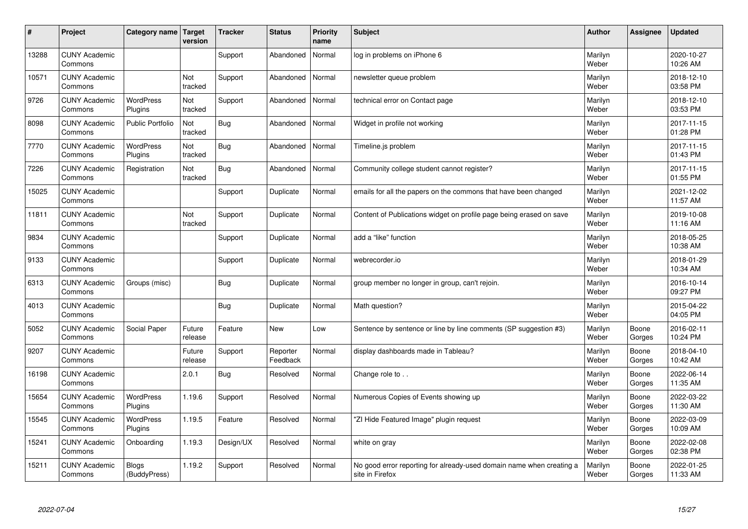| # | Project | Category name | Target version | Tracker | Status | Priority name | Subject | Author | Assignee | Updated |
|---|---|---|---|---|---|---|---|---|---|---|
| 13288 | CUNY Academic Commons | | | Support | Abandoned | Normal | log in problems on iPhone 6 | Marilyn Weber | | 2020-10-27 10:26 AM |
| 10571 | CUNY Academic Commons | | Not tracked | Support | Abandoned | Normal | newsletter queue problem | Marilyn Weber | | 2018-12-10 03:58 PM |
| 9726 | CUNY Academic Commons | WordPress Plugins | Not tracked | Support | Abandoned | Normal | technical error on Contact page | Marilyn Weber | | 2018-12-10 03:53 PM |
| 8098 | CUNY Academic Commons | Public Portfolio | Not tracked | Bug | Abandoned | Normal | Widget in profile not working | Marilyn Weber | | 2017-11-15 01:28 PM |
| 7770 | CUNY Academic Commons | WordPress Plugins | Not tracked | Bug | Abandoned | Normal | Timeline.js problem | Marilyn Weber | | 2017-11-15 01:43 PM |
| 7226 | CUNY Academic Commons | Registration | Not tracked | Bug | Abandoned | Normal | Community college student cannot register? | Marilyn Weber | | 2017-11-15 01:55 PM |
| 15025 | CUNY Academic Commons | | | Support | Duplicate | Normal | emails for all the papers on the commons that have been changed | Marilyn Weber | | 2021-12-02 11:57 AM |
| 11811 | CUNY Academic Commons | | Not tracked | Support | Duplicate | Normal | Content of Publications widget on profile page being erased on save | Marilyn Weber | | 2019-10-08 11:16 AM |
| 9834 | CUNY Academic Commons | | | Support | Duplicate | Normal | add a "like" function | Marilyn Weber | | 2018-05-25 10:38 AM |
| 9133 | CUNY Academic Commons | | | Support | Duplicate | Normal | webrecorder.io | Marilyn Weber | | 2018-01-29 10:34 AM |
| 6313 | CUNY Academic Commons | Groups (misc) | | Bug | Duplicate | Normal | group member no longer in group, can't rejoin. | Marilyn Weber | | 2016-10-14 09:27 PM |
| 4013 | CUNY Academic Commons | | | Bug | Duplicate | Normal | Math question? | Marilyn Weber | | 2015-04-22 04:05 PM |
| 5052 | CUNY Academic Commons | Social Paper | Future release | Feature | New | Low | Sentence by sentence or line by line comments (SP suggestion #3) | Marilyn Weber | Boone Gorges | 2016-02-11 10:24 PM |
| 9207 | CUNY Academic Commons | | Future release | Support | Reporter Feedback | Normal | display dashboards made in Tableau? | Marilyn Weber | Boone Gorges | 2018-04-10 10:42 AM |
| 16198 | CUNY Academic Commons | | 2.0.1 | Bug | Resolved | Normal | Change role to . . | Marilyn Weber | Boone Gorges | 2022-06-14 11:35 AM |
| 15654 | CUNY Academic Commons | WordPress Plugins | 1.19.6 | Support | Resolved | Normal | Numerous Copies of Events showing up | Marilyn Weber | Boone Gorges | 2022-03-22 11:30 AM |
| 15545 | CUNY Academic Commons | WordPress Plugins | 1.19.5 | Feature | Resolved | Normal | "ZI Hide Featured Image" plugin request | Marilyn Weber | Boone Gorges | 2022-03-09 10:09 AM |
| 15241 | CUNY Academic Commons | Onboarding | 1.19.3 | Design/UX | Resolved | Normal | white on gray | Marilyn Weber | Boone Gorges | 2022-02-08 02:38 PM |
| 15211 | CUNY Academic Commons | Blogs (BuddyPress) | 1.19.2 | Support | Resolved | Normal | No good error reporting for already-used domain name when creating a site in Firefox | Marilyn Weber | Boone Gorges | 2022-01-25 11:33 AM |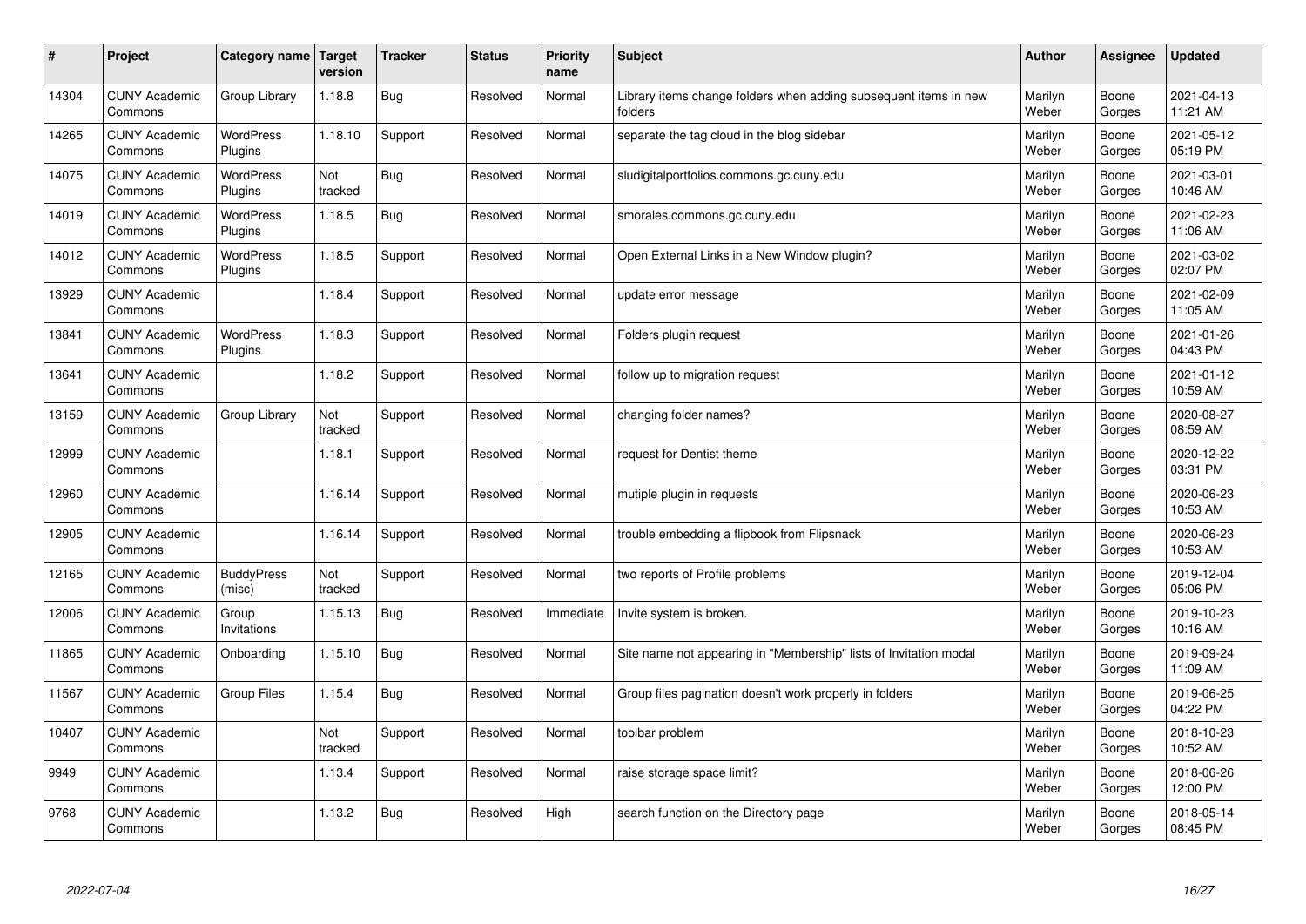| # | Project | Category name | Target version | Tracker | Status | Priority name | Subject | Author | Assignee | Updated |
|---|---|---|---|---|---|---|---|---|---|---|
| 14304 | CUNY Academic Commons | Group Library | 1.18.8 | Bug | Resolved | Normal | Library items change folders when adding subsequent items in new folders | Marilyn Weber | Boone Gorges | 2021-04-13 11:21 AM |
| 14265 | CUNY Academic Commons | WordPress Plugins | 1.18.10 | Support | Resolved | Normal | separate the tag cloud in the blog sidebar | Marilyn Weber | Boone Gorges | 2021-05-12 05:19 PM |
| 14075 | CUNY Academic Commons | WordPress Plugins | Not tracked | Bug | Resolved | Normal | sludigitalportfolios.commons.gc.cuny.edu | Marilyn Weber | Boone Gorges | 2021-03-01 10:46 AM |
| 14019 | CUNY Academic Commons | WordPress Plugins | 1.18.5 | Bug | Resolved | Normal | smorales.commons.gc.cuny.edu | Marilyn Weber | Boone Gorges | 2021-02-23 11:06 AM |
| 14012 | CUNY Academic Commons | WordPress Plugins | 1.18.5 | Support | Resolved | Normal | Open External Links in a New Window plugin? | Marilyn Weber | Boone Gorges | 2021-03-02 02:07 PM |
| 13929 | CUNY Academic Commons | | 1.18.4 | Support | Resolved | Normal | update error message | Marilyn Weber | Boone Gorges | 2021-02-09 11:05 AM |
| 13841 | CUNY Academic Commons | WordPress Plugins | 1.18.3 | Support | Resolved | Normal | Folders plugin request | Marilyn Weber | Boone Gorges | 2021-01-26 04:43 PM |
| 13641 | CUNY Academic Commons | | 1.18.2 | Support | Resolved | Normal | follow up to migration request | Marilyn Weber | Boone Gorges | 2021-01-12 10:59 AM |
| 13159 | CUNY Academic Commons | Group Library | Not tracked | Support | Resolved | Normal | changing folder names? | Marilyn Weber | Boone Gorges | 2020-08-27 08:59 AM |
| 12999 | CUNY Academic Commons | | 1.18.1 | Support | Resolved | Normal | request for Dentist theme | Marilyn Weber | Boone Gorges | 2020-12-22 03:31 PM |
| 12960 | CUNY Academic Commons | | 1.16.14 | Support | Resolved | Normal | mutiple plugin in requests | Marilyn Weber | Boone Gorges | 2020-06-23 10:53 AM |
| 12905 | CUNY Academic Commons | | 1.16.14 | Support | Resolved | Normal | trouble embedding a flipbook from Flipsnack | Marilyn Weber | Boone Gorges | 2020-06-23 10:53 AM |
| 12165 | CUNY Academic Commons | BuddyPress (misc) | Not tracked | Support | Resolved | Normal | two reports of Profile problems | Marilyn Weber | Boone Gorges | 2019-12-04 05:06 PM |
| 12006 | CUNY Academic Commons | Group Invitations | 1.15.13 | Bug | Resolved | Immediate | Invite system is broken. | Marilyn Weber | Boone Gorges | 2019-10-23 10:16 AM |
| 11865 | CUNY Academic Commons | Onboarding | 1.15.10 | Bug | Resolved | Normal | Site name not appearing in "Membership" lists of Invitation modal | Marilyn Weber | Boone Gorges | 2019-09-24 11:09 AM |
| 11567 | CUNY Academic Commons | Group Files | 1.15.4 | Bug | Resolved | Normal | Group files pagination doesn't work properly in folders | Marilyn Weber | Boone Gorges | 2019-06-25 04:22 PM |
| 10407 | CUNY Academic Commons | | Not tracked | Support | Resolved | Normal | toolbar problem | Marilyn Weber | Boone Gorges | 2018-10-23 10:52 AM |
| 9949 | CUNY Academic Commons | | 1.13.4 | Support | Resolved | Normal | raise storage space limit? | Marilyn Weber | Boone Gorges | 2018-06-26 12:00 PM |
| 9768 | CUNY Academic Commons | | 1.13.2 | Bug | Resolved | High | search function on the Directory page | Marilyn Weber | Boone Gorges | 2018-05-14 08:45 PM |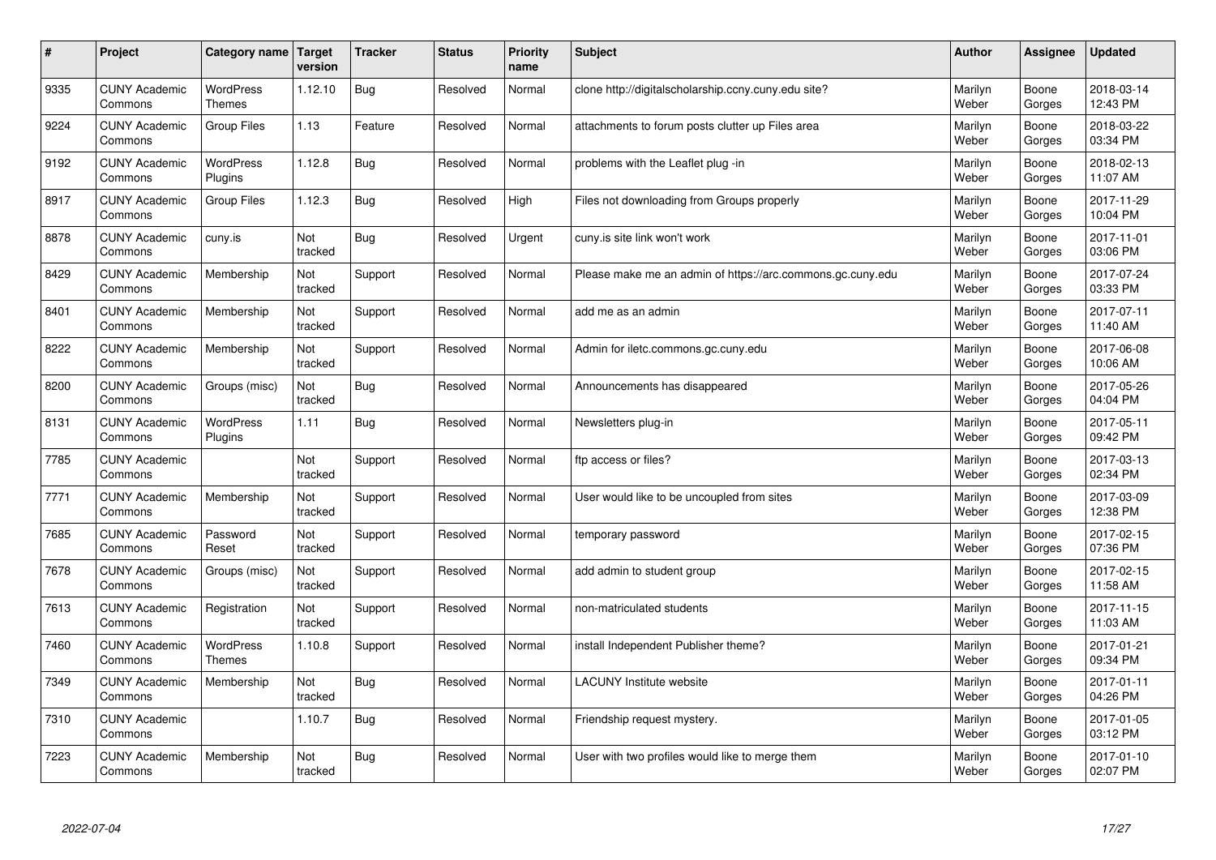| # | Project | Category name | Target version | Tracker | Status | Priority name | Subject | Author | Assignee | Updated |
|---|---|---|---|---|---|---|---|---|---|---|
| 9335 | CUNY Academic Commons | WordPress Themes | 1.12.10 | Bug | Resolved | Normal | clone http://digitalscholarship.ccny.cuny.edu site? | Marilyn Weber | Boone Gorges | 2018-03-14 12:43 PM |
| 9224 | CUNY Academic Commons | Group Files | 1.13 | Feature | Resolved | Normal | attachments to forum posts clutter up Files area | Marilyn Weber | Boone Gorges | 2018-03-22 03:34 PM |
| 9192 | CUNY Academic Commons | WordPress Plugins | 1.12.8 | Bug | Resolved | Normal | problems with the Leaflet plug -in | Marilyn Weber | Boone Gorges | 2018-02-13 11:07 AM |
| 8917 | CUNY Academic Commons | Group Files | 1.12.3 | Bug | Resolved | High | Files not downloading from Groups properly | Marilyn Weber | Boone Gorges | 2017-11-29 10:04 PM |
| 8878 | CUNY Academic Commons | cuny.is | Not tracked | Bug | Resolved | Urgent | cuny.is site link won't work | Marilyn Weber | Boone Gorges | 2017-11-01 03:06 PM |
| 8429 | CUNY Academic Commons | Membership | Not tracked | Support | Resolved | Normal | Please make me an admin of https://arc.commons.gc.cuny.edu | Marilyn Weber | Boone Gorges | 2017-07-24 03:33 PM |
| 8401 | CUNY Academic Commons | Membership | Not tracked | Support | Resolved | Normal | add me as an admin | Marilyn Weber | Boone Gorges | 2017-07-11 11:40 AM |
| 8222 | CUNY Academic Commons | Membership | Not tracked | Support | Resolved | Normal | Admin for iletc.commons.gc.cuny.edu | Marilyn Weber | Boone Gorges | 2017-06-08 10:06 AM |
| 8200 | CUNY Academic Commons | Groups (misc) | Not tracked | Bug | Resolved | Normal | Announcements has disappeared | Marilyn Weber | Boone Gorges | 2017-05-26 04:04 PM |
| 8131 | CUNY Academic Commons | WordPress Plugins | 1.11 | Bug | Resolved | Normal | Newsletters plug-in | Marilyn Weber | Boone Gorges | 2017-05-11 09:42 PM |
| 7785 | CUNY Academic Commons | | Not tracked | Support | Resolved | Normal | ftp access or files? | Marilyn Weber | Boone Gorges | 2017-03-13 02:34 PM |
| 7771 | CUNY Academic Commons | Membership | Not tracked | Support | Resolved | Normal | User would like to be uncoupled from sites | Marilyn Weber | Boone Gorges | 2017-03-09 12:38 PM |
| 7685 | CUNY Academic Commons | Password Reset | Not tracked | Support | Resolved | Normal | temporary password | Marilyn Weber | Boone Gorges | 2017-02-15 07:36 PM |
| 7678 | CUNY Academic Commons | Groups (misc) | Not tracked | Support | Resolved | Normal | add admin to student group | Marilyn Weber | Boone Gorges | 2017-02-15 11:58 AM |
| 7613 | CUNY Academic Commons | Registration | Not tracked | Support | Resolved | Normal | non-matriculated students | Marilyn Weber | Boone Gorges | 2017-11-15 11:03 AM |
| 7460 | CUNY Academic Commons | WordPress Themes | 1.10.8 | Support | Resolved | Normal | install Independent Publisher theme? | Marilyn Weber | Boone Gorges | 2017-01-21 09:34 PM |
| 7349 | CUNY Academic Commons | Membership | Not tracked | Bug | Resolved | Normal | LACUNY Institute website | Marilyn Weber | Boone Gorges | 2017-01-11 04:26 PM |
| 7310 | CUNY Academic Commons | | 1.10.7 | Bug | Resolved | Normal | Friendship request mystery. | Marilyn Weber | Boone Gorges | 2017-01-05 03:12 PM |
| 7223 | CUNY Academic Commons | Membership | Not tracked | Bug | Resolved | Normal | User with two profiles would like to merge them | Marilyn Weber | Boone Gorges | 2017-01-10 02:07 PM |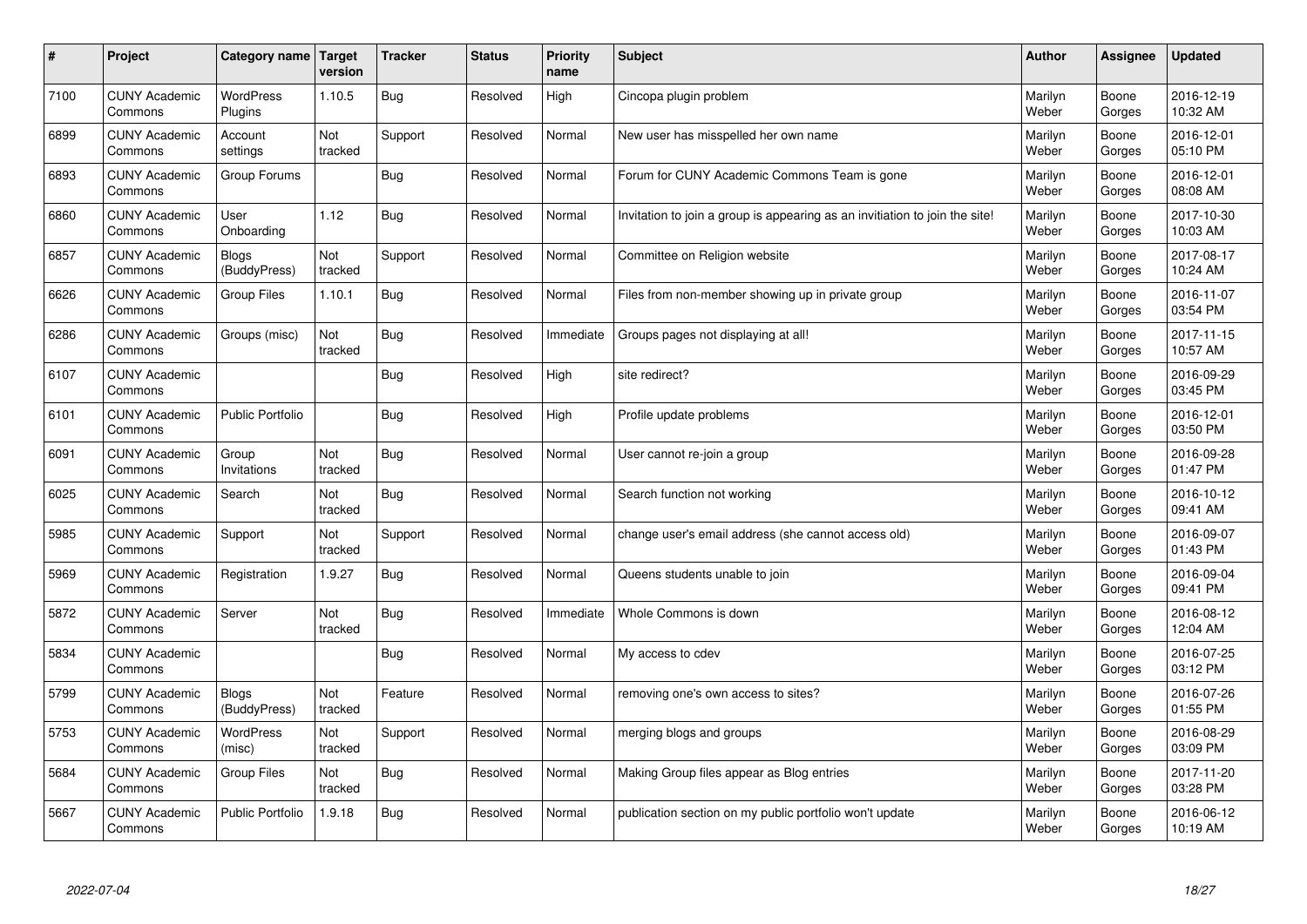| # | Project | Category name | Target version | Tracker | Status | Priority name | Subject | Author | Assignee | Updated |
|---|---|---|---|---|---|---|---|---|---|---|
| 7100 | CUNY Academic Commons | WordPress Plugins | 1.10.5 | Bug | Resolved | High | Cincopa plugin problem | Marilyn Weber | Boone Gorges | 2016-12-19 10:32 AM |
| 6899 | CUNY Academic Commons | Account settings | Not tracked | Support | Resolved | Normal | New user has misspelled her own name | Marilyn Weber | Boone Gorges | 2016-12-01 05:10 PM |
| 6893 | CUNY Academic Commons | Group Forums | | Bug | Resolved | Normal | Forum for CUNY Academic Commons Team is gone | Marilyn Weber | Boone Gorges | 2016-12-01 08:08 AM |
| 6860 | CUNY Academic Commons | User Onboarding | 1.12 | Bug | Resolved | Normal | Invitation to join a group is appearing as an invitation to join the site! | Marilyn Weber | Boone Gorges | 2017-10-30 10:03 AM |
| 6857 | CUNY Academic Commons | Blogs (BuddyPress) | Not tracked | Support | Resolved | Normal | Committee on Religion website | Marilyn Weber | Boone Gorges | 2017-08-17 10:24 AM |
| 6626 | CUNY Academic Commons | Group Files | 1.10.1 | Bug | Resolved | Normal | Files from non-member showing up in private group | Marilyn Weber | Boone Gorges | 2016-11-07 03:54 PM |
| 6286 | CUNY Academic Commons | Groups (misc) | Not tracked | Bug | Resolved | Immediate | Groups pages not displaying at all! | Marilyn Weber | Boone Gorges | 2017-11-15 10:57 AM |
| 6107 | CUNY Academic Commons | | | Bug | Resolved | High | site redirect? | Marilyn Weber | Boone Gorges | 2016-09-29 03:45 PM |
| 6101 | CUNY Academic Commons | Public Portfolio | | Bug | Resolved | High | Profile update problems | Marilyn Weber | Boone Gorges | 2016-12-01 03:50 PM |
| 6091 | CUNY Academic Commons | Group Invitations | Not tracked | Bug | Resolved | Normal | User cannot re-join a group | Marilyn Weber | Boone Gorges | 2016-09-28 01:47 PM |
| 6025 | CUNY Academic Commons | Search | Not tracked | Bug | Resolved | Normal | Search function not working | Marilyn Weber | Boone Gorges | 2016-10-12 09:41 AM |
| 5985 | CUNY Academic Commons | Support | Not tracked | Support | Resolved | Normal | change user's email address (she cannot access old) | Marilyn Weber | Boone Gorges | 2016-09-07 01:43 PM |
| 5969 | CUNY Academic Commons | Registration | 1.9.27 | Bug | Resolved | Normal | Queens students unable to join | Marilyn Weber | Boone Gorges | 2016-09-04 09:41 PM |
| 5872 | CUNY Academic Commons | Server | Not tracked | Bug | Resolved | Immediate | Whole Commons is down | Marilyn Weber | Boone Gorges | 2016-08-12 12:04 AM |
| 5834 | CUNY Academic Commons | | | Bug | Resolved | Normal | My access to cdev | Marilyn Weber | Boone Gorges | 2016-07-25 03:12 PM |
| 5799 | CUNY Academic Commons | Blogs (BuddyPress) | Not tracked | Feature | Resolved | Normal | removing one's own access to sites? | Marilyn Weber | Boone Gorges | 2016-07-26 01:55 PM |
| 5753 | CUNY Academic Commons | WordPress (misc) | Not tracked | Support | Resolved | Normal | merging blogs and groups | Marilyn Weber | Boone Gorges | 2016-08-29 03:09 PM |
| 5684 | CUNY Academic Commons | Group Files | Not tracked | Bug | Resolved | Normal | Making Group files appear as Blog entries | Marilyn Weber | Boone Gorges | 2017-11-20 03:28 PM |
| 5667 | CUNY Academic Commons | Public Portfolio | 1.9.18 | Bug | Resolved | Normal | publication section on my public portfolio won't update | Marilyn Weber | Boone Gorges | 2016-06-12 10:19 AM |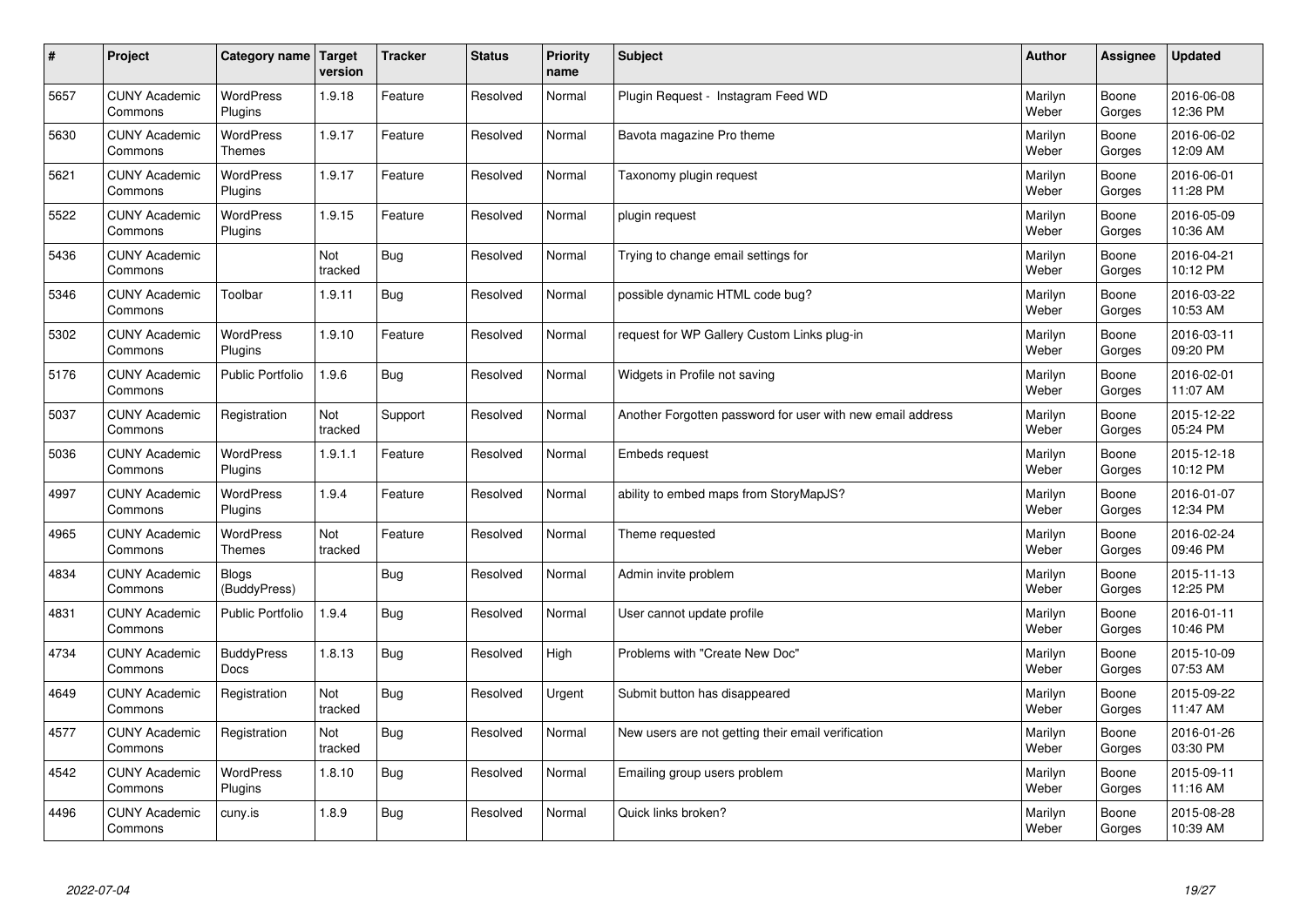| # | Project | Category name | Target version | Tracker | Status | Priority name | Subject | Author | Assignee | Updated |
|---|---|---|---|---|---|---|---|---|---|---|
| 5657 | CUNY Academic Commons | WordPress Plugins | 1.9.18 | Feature | Resolved | Normal | Plugin Request - Instagram Feed WD | Marilyn Weber | Boone Gorges | 2016-06-08 12:36 PM |
| 5630 | CUNY Academic Commons | WordPress Themes | 1.9.17 | Feature | Resolved | Normal | Bavota magazine Pro theme | Marilyn Weber | Boone Gorges | 2016-06-02 12:09 AM |
| 5621 | CUNY Academic Commons | WordPress Plugins | 1.9.17 | Feature | Resolved | Normal | Taxonomy plugin request | Marilyn Weber | Boone Gorges | 2016-06-01 11:28 PM |
| 5522 | CUNY Academic Commons | WordPress Plugins | 1.9.15 | Feature | Resolved | Normal | plugin request | Marilyn Weber | Boone Gorges | 2016-05-09 10:36 AM |
| 5436 | CUNY Academic Commons | | Not tracked | Bug | Resolved | Normal | Trying to change email settings for | Marilyn Weber | Boone Gorges | 2016-04-21 10:12 PM |
| 5346 | CUNY Academic Commons | Toolbar | 1.9.11 | Bug | Resolved | Normal | possible dynamic HTML code bug? | Marilyn Weber | Boone Gorges | 2016-03-22 10:53 AM |
| 5302 | CUNY Academic Commons | WordPress Plugins | 1.9.10 | Feature | Resolved | Normal | request for WP Gallery Custom Links plug-in | Marilyn Weber | Boone Gorges | 2016-03-11 09:20 PM |
| 5176 | CUNY Academic Commons | Public Portfolio | 1.9.6 | Bug | Resolved | Normal | Widgets in Profile not saving | Marilyn Weber | Boone Gorges | 2016-02-01 11:07 AM |
| 5037 | CUNY Academic Commons | Registration | Not tracked | Support | Resolved | Normal | Another Forgotten password for user with new email address | Marilyn Weber | Boone Gorges | 2015-12-22 05:24 PM |
| 5036 | CUNY Academic Commons | WordPress Plugins | 1.9.1.1 | Feature | Resolved | Normal | Embeds request | Marilyn Weber | Boone Gorges | 2015-12-18 10:12 PM |
| 4997 | CUNY Academic Commons | WordPress Plugins | 1.9.4 | Feature | Resolved | Normal | ability to embed maps from StoryMapJS? | Marilyn Weber | Boone Gorges | 2016-01-07 12:34 PM |
| 4965 | CUNY Academic Commons | WordPress Themes | Not tracked | Feature | Resolved | Normal | Theme requested | Marilyn Weber | Boone Gorges | 2016-02-24 09:46 PM |
| 4834 | CUNY Academic Commons | Blogs (BuddyPress) | | Bug | Resolved | Normal | Admin invite problem | Marilyn Weber | Boone Gorges | 2015-11-13 12:25 PM |
| 4831 | CUNY Academic Commons | Public Portfolio | 1.9.4 | Bug | Resolved | Normal | User cannot update profile | Marilyn Weber | Boone Gorges | 2016-01-11 10:46 PM |
| 4734 | CUNY Academic Commons | BuddyPress Docs | 1.8.13 | Bug | Resolved | High | Problems with "Create New Doc" | Marilyn Weber | Boone Gorges | 2015-10-09 07:53 AM |
| 4649 | CUNY Academic Commons | Registration | Not tracked | Bug | Resolved | Urgent | Submit button has disappeared | Marilyn Weber | Boone Gorges | 2015-09-22 11:47 AM |
| 4577 | CUNY Academic Commons | Registration | Not tracked | Bug | Resolved | Normal | New users are not getting their email verification | Marilyn Weber | Boone Gorges | 2016-01-26 03:30 PM |
| 4542 | CUNY Academic Commons | WordPress Plugins | 1.8.10 | Bug | Resolved | Normal | Emailing group users problem | Marilyn Weber | Boone Gorges | 2015-09-11 11:16 AM |
| 4496 | CUNY Academic Commons | cuny.is | 1.8.9 | Bug | Resolved | Normal | Quick links broken? | Marilyn Weber | Boone Gorges | 2015-08-28 10:39 AM |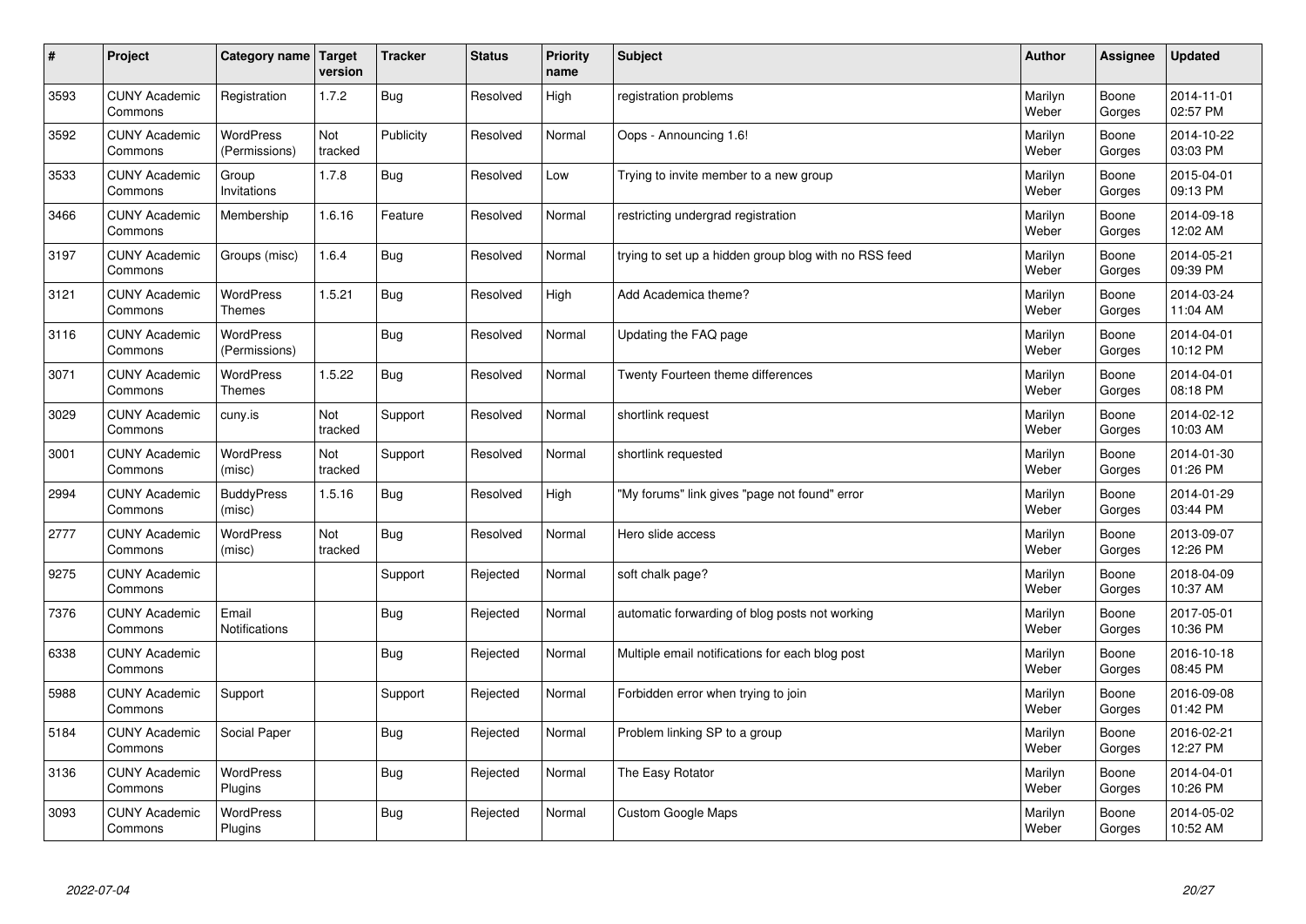| # | Project | Category name | Target version | Tracker | Status | Priority name | Subject | Author | Assignee | Updated |
|---|---|---|---|---|---|---|---|---|---|---|
| 3593 | CUNY Academic Commons | Registration | 1.7.2 | Bug | Resolved | High | registration problems | Marilyn Weber | Boone Gorges | 2014-11-01 02:57 PM |
| 3592 | CUNY Academic Commons | WordPress (Permissions) | Not tracked | Publicity | Resolved | Normal | Oops - Announcing 1.6! | Marilyn Weber | Boone Gorges | 2014-10-22 03:03 PM |
| 3533 | CUNY Academic Commons | Group Invitations | 1.7.8 | Bug | Resolved | Low | Trying to invite member to a new group | Marilyn Weber | Boone Gorges | 2015-04-01 09:13 PM |
| 3466 | CUNY Academic Commons | Membership | 1.6.16 | Feature | Resolved | Normal | restricting undergrad registration | Marilyn Weber | Boone Gorges | 2014-09-18 12:02 AM |
| 3197 | CUNY Academic Commons | Groups (misc) | 1.6.4 | Bug | Resolved | Normal | trying to set up a hidden group blog with no RSS feed | Marilyn Weber | Boone Gorges | 2014-05-21 09:39 PM |
| 3121 | CUNY Academic Commons | WordPress Themes | 1.5.21 | Bug | Resolved | High | Add Academica theme? | Marilyn Weber | Boone Gorges | 2014-03-24 11:04 AM |
| 3116 | CUNY Academic Commons | WordPress (Permissions) | | Bug | Resolved | Normal | Updating the FAQ page | Marilyn Weber | Boone Gorges | 2014-04-01 10:12 PM |
| 3071 | CUNY Academic Commons | WordPress Themes | 1.5.22 | Bug | Resolved | Normal | Twenty Fourteen theme differences | Marilyn Weber | Boone Gorges | 2014-04-01 08:18 PM |
| 3029 | CUNY Academic Commons | cuny.is | Not tracked | Support | Resolved | Normal | shortlink request | Marilyn Weber | Boone Gorges | 2014-02-12 10:03 AM |
| 3001 | CUNY Academic Commons | WordPress (misc) | Not tracked | Support | Resolved | Normal | shortlink requested | Marilyn Weber | Boone Gorges | 2014-01-30 01:26 PM |
| 2994 | CUNY Academic Commons | BuddyPress (misc) | 1.5.16 | Bug | Resolved | High | "My forums" link gives "page not found" error | Marilyn Weber | Boone Gorges | 2014-01-29 03:44 PM |
| 2777 | CUNY Academic Commons | WordPress (misc) | Not tracked | Bug | Resolved | Normal | Hero slide access | Marilyn Weber | Boone Gorges | 2013-09-07 12:26 PM |
| 9275 | CUNY Academic Commons | | | Support | Rejected | Normal | soft chalk page? | Marilyn Weber | Boone Gorges | 2018-04-09 10:37 AM |
| 7376 | CUNY Academic Commons | Email Notifications | | Bug | Rejected | Normal | automatic forwarding of blog posts not working | Marilyn Weber | Boone Gorges | 2017-05-01 10:36 PM |
| 6338 | CUNY Academic Commons | | | Bug | Rejected | Normal | Multiple email notifications for each blog post | Marilyn Weber | Boone Gorges | 2016-10-18 08:45 PM |
| 5988 | CUNY Academic Commons | Support | | Support | Rejected | Normal | Forbidden error when trying to join | Marilyn Weber | Boone Gorges | 2016-09-08 01:42 PM |
| 5184 | CUNY Academic Commons | Social Paper | | Bug | Rejected | Normal | Problem linking SP to a group | Marilyn Weber | Boone Gorges | 2016-02-21 12:27 PM |
| 3136 | CUNY Academic Commons | WordPress Plugins | | Bug | Rejected | Normal | The Easy Rotator | Marilyn Weber | Boone Gorges | 2014-04-01 10:26 PM |
| 3093 | CUNY Academic Commons | WordPress Plugins | | Bug | Rejected | Normal | Custom Google Maps | Marilyn Weber | Boone Gorges | 2014-05-02 10:52 AM |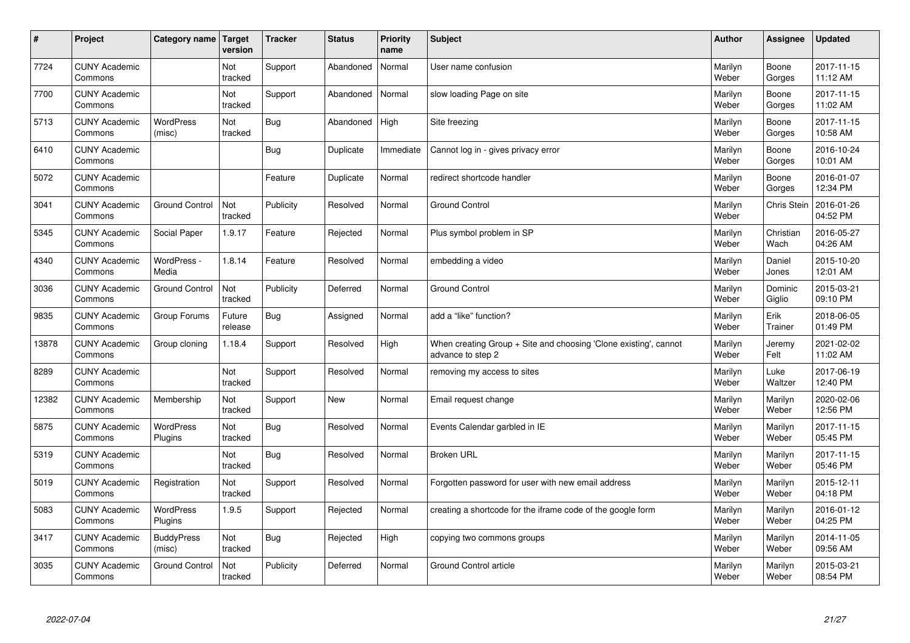| # | Project | Category name | Target version | Tracker | Status | Priority name | Subject | Author | Assignee | Updated |
|---|---|---|---|---|---|---|---|---|---|---|
| 7724 | CUNY Academic Commons | | Not tracked | Support | Abandoned | Normal | User name confusion | Marilyn Weber | Boone Gorges | 2017-11-15 11:12 AM |
| 7700 | CUNY Academic Commons | | Not tracked | Support | Abandoned | Normal | slow loading Page on site | Marilyn Weber | Boone Gorges | 2017-11-15 11:02 AM |
| 5713 | CUNY Academic Commons | WordPress (misc) | Not tracked | Bug | Abandoned | High | Site freezing | Marilyn Weber | Boone Gorges | 2017-11-15 10:58 AM |
| 6410 | CUNY Academic Commons | | | Bug | Duplicate | Immediate | Cannot log in - gives privacy error | Marilyn Weber | Boone Gorges | 2016-10-24 10:01 AM |
| 5072 | CUNY Academic Commons | | | Feature | Duplicate | Normal | redirect shortcode handler | Marilyn Weber | Boone Gorges | 2016-01-07 12:34 PM |
| 3041 | CUNY Academic Commons | Ground Control | Not tracked | Publicity | Resolved | Normal | Ground Control | Marilyn Weber | Chris Stein | 2016-01-26 04:52 PM |
| 5345 | CUNY Academic Commons | Social Paper | 1.9.17 | Feature | Rejected | Normal | Plus symbol problem in SP | Marilyn Weber | Christian Wach | 2016-05-27 04:26 AM |
| 4340 | CUNY Academic Commons | WordPress - Media | 1.8.14 | Feature | Resolved | Normal | embedding a video | Marilyn Weber | Daniel Jones | 2015-10-20 12:01 AM |
| 3036 | CUNY Academic Commons | Ground Control | Not tracked | Publicity | Deferred | Normal | Ground Control | Marilyn Weber | Dominic Giglio | 2015-03-21 09:10 PM |
| 9835 | CUNY Academic Commons | Group Forums | Future release | Bug | Assigned | Normal | add a "like" function? | Marilyn Weber | Erik Trainer | 2018-06-05 01:49 PM |
| 13878 | CUNY Academic Commons | Group cloning | 1.18.4 | Support | Resolved | High | When creating Group + Site and choosing 'Clone existing', cannot advance to step 2 | Marilyn Weber | Jeremy Felt | 2021-02-02 11:02 AM |
| 8289 | CUNY Academic Commons | | Not tracked | Support | Resolved | Normal | removing my access to sites | Marilyn Weber | Luke Waltzer | 2017-06-19 12:40 PM |
| 12382 | CUNY Academic Commons | Membership | Not tracked | Support | New | Normal | Email request change | Marilyn Weber | Marilyn Weber | 2020-02-06 12:56 PM |
| 5875 | CUNY Academic Commons | WordPress Plugins | Not tracked | Bug | Resolved | Normal | Events Calendar garbled in IE | Marilyn Weber | Marilyn Weber | 2017-11-15 05:45 PM |
| 5319 | CUNY Academic Commons | | Not tracked | Bug | Resolved | Normal | Broken URL | Marilyn Weber | Marilyn Weber | 2017-11-15 05:46 PM |
| 5019 | CUNY Academic Commons | Registration | Not tracked | Support | Resolved | Normal | Forgotten password for user with new email address | Marilyn Weber | Marilyn Weber | 2015-12-11 04:18 PM |
| 5083 | CUNY Academic Commons | WordPress Plugins | 1.9.5 | Support | Rejected | Normal | creating a shortcode for the iframe code of the google form | Marilyn Weber | Marilyn Weber | 2016-01-12 04:25 PM |
| 3417 | CUNY Academic Commons | BuddyPress (misc) | Not tracked | Bug | Rejected | High | copying two commons groups | Marilyn Weber | Marilyn Weber | 2014-11-05 09:56 AM |
| 3035 | CUNY Academic Commons | Ground Control | Not tracked | Publicity | Deferred | Normal | Ground Control article | Marilyn Weber | Marilyn Weber | 2015-03-21 08:54 PM |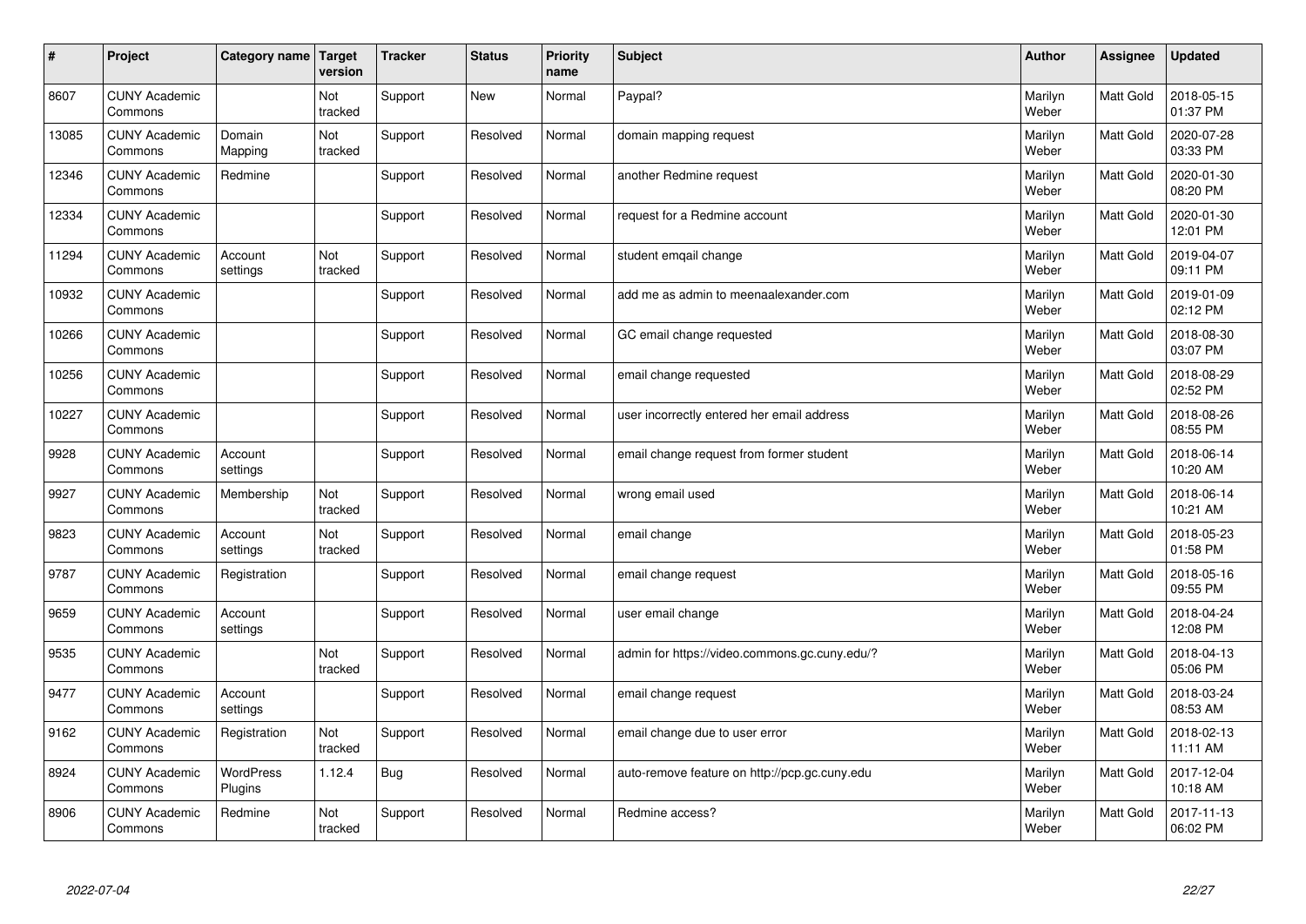| # | Project | Category name | Target version | Tracker | Status | Priority name | Subject | Author | Assignee | Updated |
|---|---|---|---|---|---|---|---|---|---|---|
| 8607 | CUNY Academic Commons | | Not tracked | Support | New | Normal | Paypal? | Marilyn Weber | Matt Gold | 2018-05-15 01:37 PM |
| 13085 | CUNY Academic Commons | Domain Mapping | Not tracked | Support | Resolved | Normal | domain mapping request | Marilyn Weber | Matt Gold | 2020-07-28 03:33 PM |
| 12346 | CUNY Academic Commons | Redmine | | Support | Resolved | Normal | another Redmine request | Marilyn Weber | Matt Gold | 2020-01-30 08:20 PM |
| 12334 | CUNY Academic Commons | | | Support | Resolved | Normal | request for a Redmine account | Marilyn Weber | Matt Gold | 2020-01-30 12:01 PM |
| 11294 | CUNY Academic Commons | Account settings | Not tracked | Support | Resolved | Normal | student emqail change | Marilyn Weber | Matt Gold | 2019-04-07 09:11 PM |
| 10932 | CUNY Academic Commons | | | Support | Resolved | Normal | add me as admin to meenaalexander.com | Marilyn Weber | Matt Gold | 2019-01-09 02:12 PM |
| 10266 | CUNY Academic Commons | | | Support | Resolved | Normal | GC email change requested | Marilyn Weber | Matt Gold | 2018-08-30 03:07 PM |
| 10256 | CUNY Academic Commons | | | Support | Resolved | Normal | email change requested | Marilyn Weber | Matt Gold | 2018-08-29 02:52 PM |
| 10227 | CUNY Academic Commons | | | Support | Resolved | Normal | user incorrectly entered her email address | Marilyn Weber | Matt Gold | 2018-08-26 08:55 PM |
| 9928 | CUNY Academic Commons | Account settings | | Support | Resolved | Normal | email change request from former student | Marilyn Weber | Matt Gold | 2018-06-14 10:20 AM |
| 9927 | CUNY Academic Commons | Membership | Not tracked | Support | Resolved | Normal | wrong email used | Marilyn Weber | Matt Gold | 2018-06-14 10:21 AM |
| 9823 | CUNY Academic Commons | Account settings | Not tracked | Support | Resolved | Normal | email change | Marilyn Weber | Matt Gold | 2018-05-23 01:58 PM |
| 9787 | CUNY Academic Commons | Registration | | Support | Resolved | Normal | email change request | Marilyn Weber | Matt Gold | 2018-05-16 09:55 PM |
| 9659 | CUNY Academic Commons | Account settings | | Support | Resolved | Normal | user email change | Marilyn Weber | Matt Gold | 2018-04-24 12:08 PM |
| 9535 | CUNY Academic Commons | | Not tracked | Support | Resolved | Normal | admin for https://video.commons.gc.cuny.edu/? | Marilyn Weber | Matt Gold | 2018-04-13 05:06 PM |
| 9477 | CUNY Academic Commons | Account settings | | Support | Resolved | Normal | email change request | Marilyn Weber | Matt Gold | 2018-03-24 08:53 AM |
| 9162 | CUNY Academic Commons | Registration | Not tracked | Support | Resolved | Normal | email change due to user error | Marilyn Weber | Matt Gold | 2018-02-13 11:11 AM |
| 8924 | CUNY Academic Commons | WordPress Plugins | 1.12.4 | Bug | Resolved | Normal | auto-remove feature on http://pcp.gc.cuny.edu | Marilyn Weber | Matt Gold | 2017-12-04 10:18 AM |
| 8906 | CUNY Academic Commons | Redmine | Not tracked | Support | Resolved | Normal | Redmine access? | Marilyn Weber | Matt Gold | 2017-11-13 06:02 PM |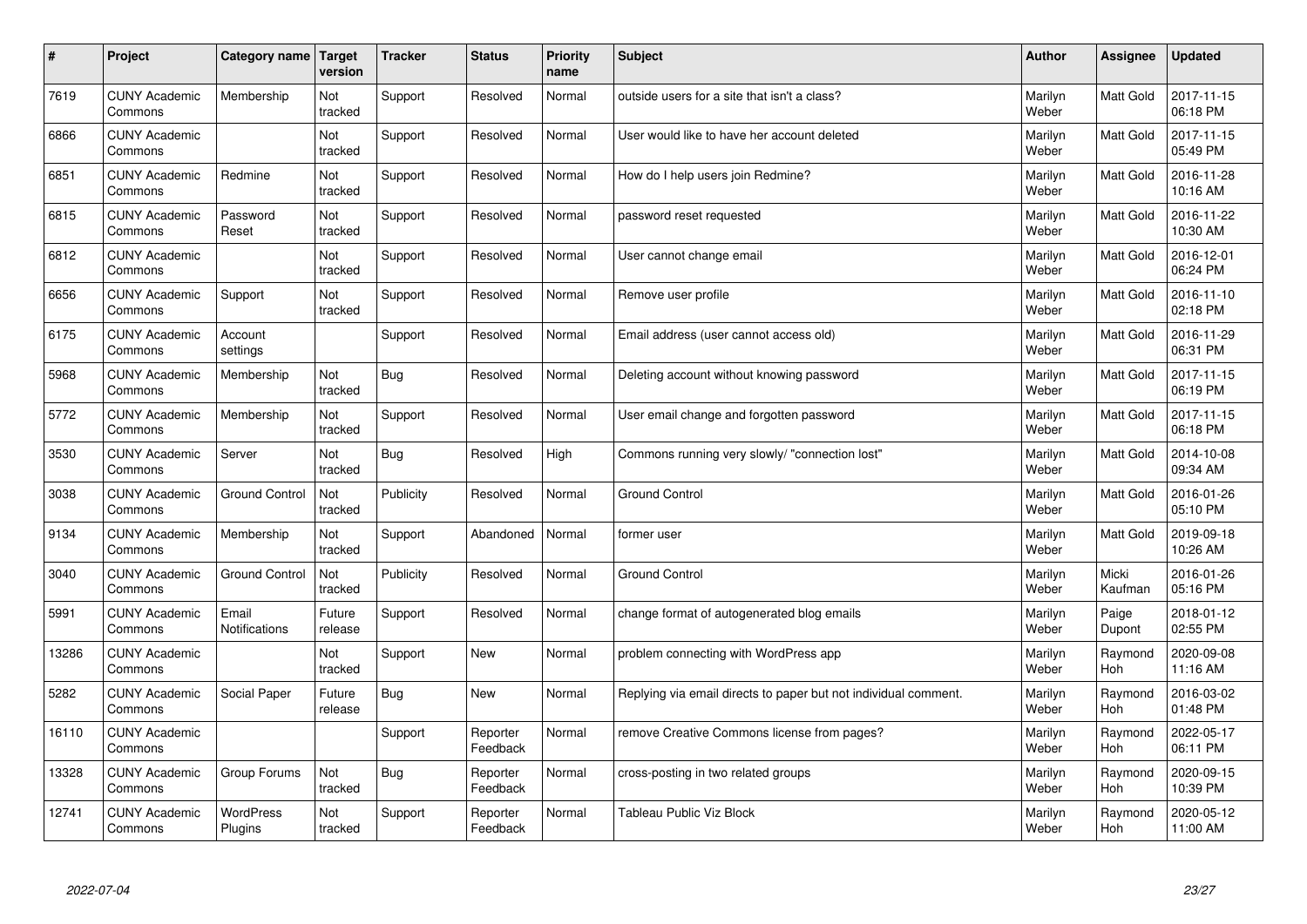| # | Project | Category name | Target version | Tracker | Status | Priority name | Subject | Author | Assignee | Updated |
|---|---|---|---|---|---|---|---|---|---|---|
| 7619 | CUNY Academic Commons | Membership | Not tracked | Support | Resolved | Normal | outside users for a site that isn't a class? | Marilyn Weber | Matt Gold | 2017-11-15 06:18 PM |
| 6866 | CUNY Academic Commons | | Not tracked | Support | Resolved | Normal | User would like to have her account deleted | Marilyn Weber | Matt Gold | 2017-11-15 05:49 PM |
| 6851 | CUNY Academic Commons | Redmine | Not tracked | Support | Resolved | Normal | How do I help users join Redmine? | Marilyn Weber | Matt Gold | 2016-11-28 10:16 AM |
| 6815 | CUNY Academic Commons | Password Reset | Not tracked | Support | Resolved | Normal | password reset requested | Marilyn Weber | Matt Gold | 2016-11-22 10:30 AM |
| 6812 | CUNY Academic Commons | | Not tracked | Support | Resolved | Normal | User cannot change email | Marilyn Weber | Matt Gold | 2016-12-01 06:24 PM |
| 6656 | CUNY Academic Commons | Support | Not tracked | Support | Resolved | Normal | Remove user profile | Marilyn Weber | Matt Gold | 2016-11-10 02:18 PM |
| 6175 | CUNY Academic Commons | Account settings | | Support | Resolved | Normal | Email address (user cannot access old) | Marilyn Weber | Matt Gold | 2016-11-29 06:31 PM |
| 5968 | CUNY Academic Commons | Membership | Not tracked | Bug | Resolved | Normal | Deleting account without knowing password | Marilyn Weber | Matt Gold | 2017-11-15 06:19 PM |
| 5772 | CUNY Academic Commons | Membership | Not tracked | Support | Resolved | Normal | User email change and forgotten password | Marilyn Weber | Matt Gold | 2017-11-15 06:18 PM |
| 3530 | CUNY Academic Commons | Server | Not tracked | Bug | Resolved | High | Commons running very slowly/ "connection lost" | Marilyn Weber | Matt Gold | 2014-10-08 09:34 AM |
| 3038 | CUNY Academic Commons | Ground Control | Not tracked | Publicity | Resolved | Normal | Ground Control | Marilyn Weber | Matt Gold | 2016-01-26 05:10 PM |
| 9134 | CUNY Academic Commons | Membership | Not tracked | Support | Abandoned | Normal | former user | Marilyn Weber | Matt Gold | 2019-09-18 10:26 AM |
| 3040 | CUNY Academic Commons | Ground Control | Not tracked | Publicity | Resolved | Normal | Ground Control | Marilyn Weber | Micki Kaufman | 2016-01-26 05:16 PM |
| 5991 | CUNY Academic Commons | Email Notifications | Future release | Support | Resolved | Normal | change format of autogenerated blog emails | Marilyn Weber | Paige Dupont | 2018-01-12 02:55 PM |
| 13286 | CUNY Academic Commons | | Not tracked | Support | New | Normal | problem connecting with WordPress app | Marilyn Weber | Raymond Hoh | 2020-09-08 11:16 AM |
| 5282 | CUNY Academic Commons | Social Paper | Future release | Bug | New | Normal | Replying via email directs to paper but not individual comment. | Marilyn Weber | Raymond Hoh | 2016-03-02 01:48 PM |
| 16110 | CUNY Academic Commons | | | Support | Reporter Feedback | Normal | remove Creative Commons license from pages? | Marilyn Weber | Raymond Hoh | 2022-05-17 06:11 PM |
| 13328 | CUNY Academic Commons | Group Forums | Not tracked | Bug | Reporter Feedback | Normal | cross-posting in two related groups | Marilyn Weber | Raymond Hoh | 2020-09-15 10:39 PM |
| 12741 | CUNY Academic Commons | WordPress Plugins | Not tracked | Support | Reporter Feedback | Normal | Tableau Public Viz Block | Marilyn Weber | Raymond Hoh | 2020-05-12 11:00 AM |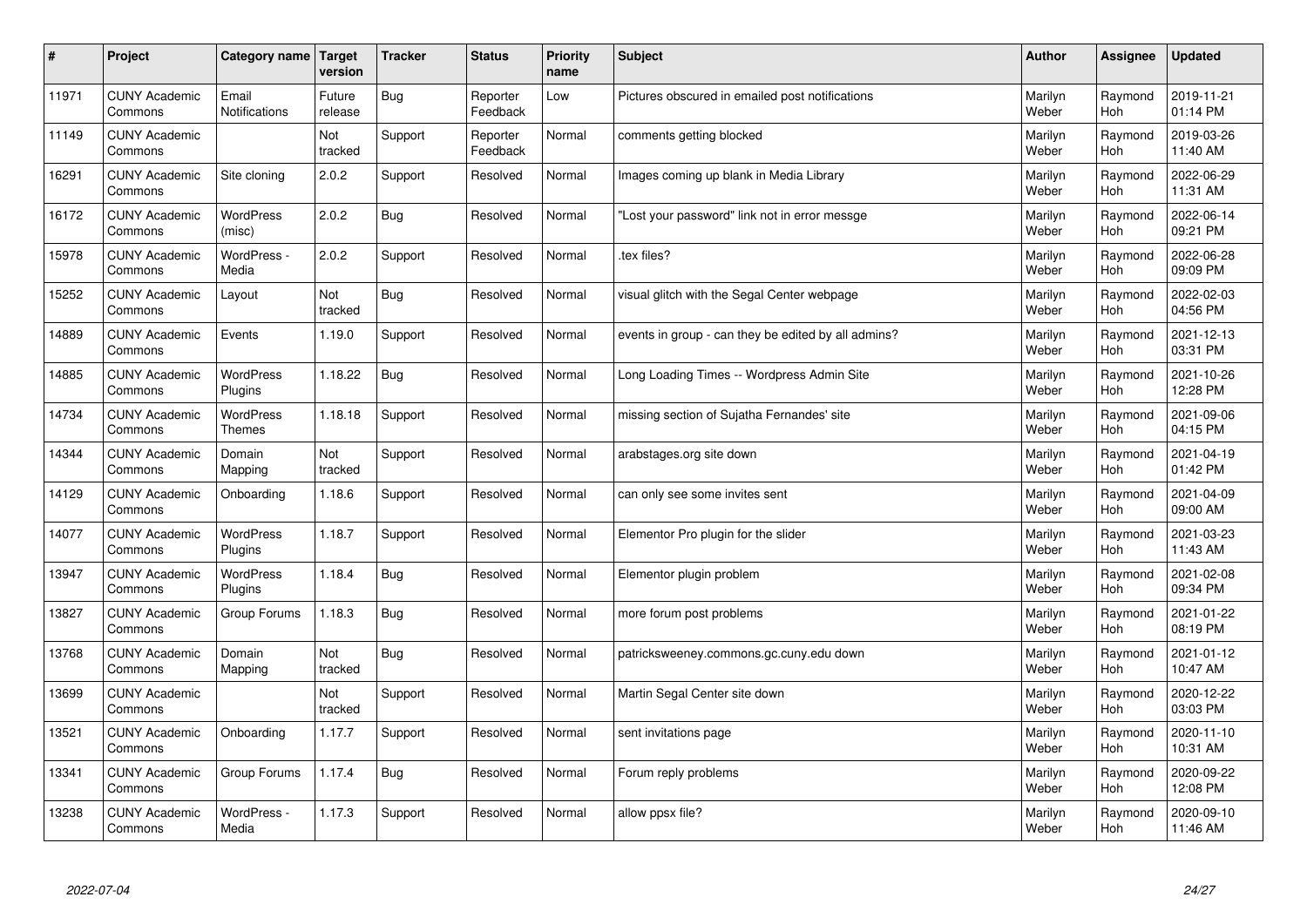| # | Project | Category name | Target version | Tracker | Status | Priority name | Subject | Author | Assignee | Updated |
|---|---|---|---|---|---|---|---|---|---|---|
| 11971 | CUNY Academic Commons | Email Notifications | Future release | Bug | Reporter Feedback | Low | Pictures obscured in emailed post notifications | Marilyn Weber | Raymond Hoh | 2019-11-21 01:14 PM |
| 11149 | CUNY Academic Commons | | Not tracked | Support | Reporter Feedback | Normal | comments getting blocked | Marilyn Weber | Raymond Hoh | 2019-03-26 11:40 AM |
| 16291 | CUNY Academic Commons | Site cloning | 2.0.2 | Support | Resolved | Normal | Images coming up blank in Media Library | Marilyn Weber | Raymond Hoh | 2022-06-29 11:31 AM |
| 16172 | CUNY Academic Commons | WordPress (misc) | 2.0.2 | Bug | Resolved | Normal | "Lost your password" link not in error messge | Marilyn Weber | Raymond Hoh | 2022-06-14 09:21 PM |
| 15978 | CUNY Academic Commons | WordPress - Media | 2.0.2 | Support | Resolved | Normal | .tex files? | Marilyn Weber | Raymond Hoh | 2022-06-28 09:09 PM |
| 15252 | CUNY Academic Commons | Layout | Not tracked | Bug | Resolved | Normal | visual glitch with the Segal Center webpage | Marilyn Weber | Raymond Hoh | 2022-02-03 04:56 PM |
| 14889 | CUNY Academic Commons | Events | 1.19.0 | Support | Resolved | Normal | events in group - can they be edited by all admins? | Marilyn Weber | Raymond Hoh | 2021-12-13 03:31 PM |
| 14885 | CUNY Academic Commons | WordPress Plugins | 1.18.22 | Bug | Resolved | Normal | Long Loading Times -- Wordpress Admin Site | Marilyn Weber | Raymond Hoh | 2021-10-26 12:28 PM |
| 14734 | CUNY Academic Commons | WordPress Themes | 1.18.18 | Support | Resolved | Normal | missing section of Sujatha Fernandes' site | Marilyn Weber | Raymond Hoh | 2021-09-06 04:15 PM |
| 14344 | CUNY Academic Commons | Domain Mapping | Not tracked | Support | Resolved | Normal | arabstages.org site down | Marilyn Weber | Raymond Hoh | 2021-04-19 01:42 PM |
| 14129 | CUNY Academic Commons | Onboarding | 1.18.6 | Support | Resolved | Normal | can only see some invites sent | Marilyn Weber | Raymond Hoh | 2021-04-09 09:00 AM |
| 14077 | CUNY Academic Commons | WordPress Plugins | 1.18.7 | Support | Resolved | Normal | Elementor Pro plugin for the slider | Marilyn Weber | Raymond Hoh | 2021-03-23 11:43 AM |
| 13947 | CUNY Academic Commons | WordPress Plugins | 1.18.4 | Bug | Resolved | Normal | Elementor plugin problem | Marilyn Weber | Raymond Hoh | 2021-02-08 09:34 PM |
| 13827 | CUNY Academic Commons | Group Forums | 1.18.3 | Bug | Resolved | Normal | more forum post problems | Marilyn Weber | Raymond Hoh | 2021-01-22 08:19 PM |
| 13768 | CUNY Academic Commons | Domain Mapping | Not tracked | Bug | Resolved | Normal | patricksweeney.commons.gc.cuny.edu down | Marilyn Weber | Raymond Hoh | 2021-01-12 10:47 AM |
| 13699 | CUNY Academic Commons | | Not tracked | Support | Resolved | Normal | Martin Segal Center site down | Marilyn Weber | Raymond Hoh | 2020-12-22 03:03 PM |
| 13521 | CUNY Academic Commons | Onboarding | 1.17.7 | Support | Resolved | Normal | sent invitations page | Marilyn Weber | Raymond Hoh | 2020-11-10 10:31 AM |
| 13341 | CUNY Academic Commons | Group Forums | 1.17.4 | Bug | Resolved | Normal | Forum reply problems | Marilyn Weber | Raymond Hoh | 2020-09-22 12:08 PM |
| 13238 | CUNY Academic Commons | WordPress - Media | 1.17.3 | Support | Resolved | Normal | allow ppsx file? | Marilyn Weber | Raymond Hoh | 2020-09-10 11:46 AM |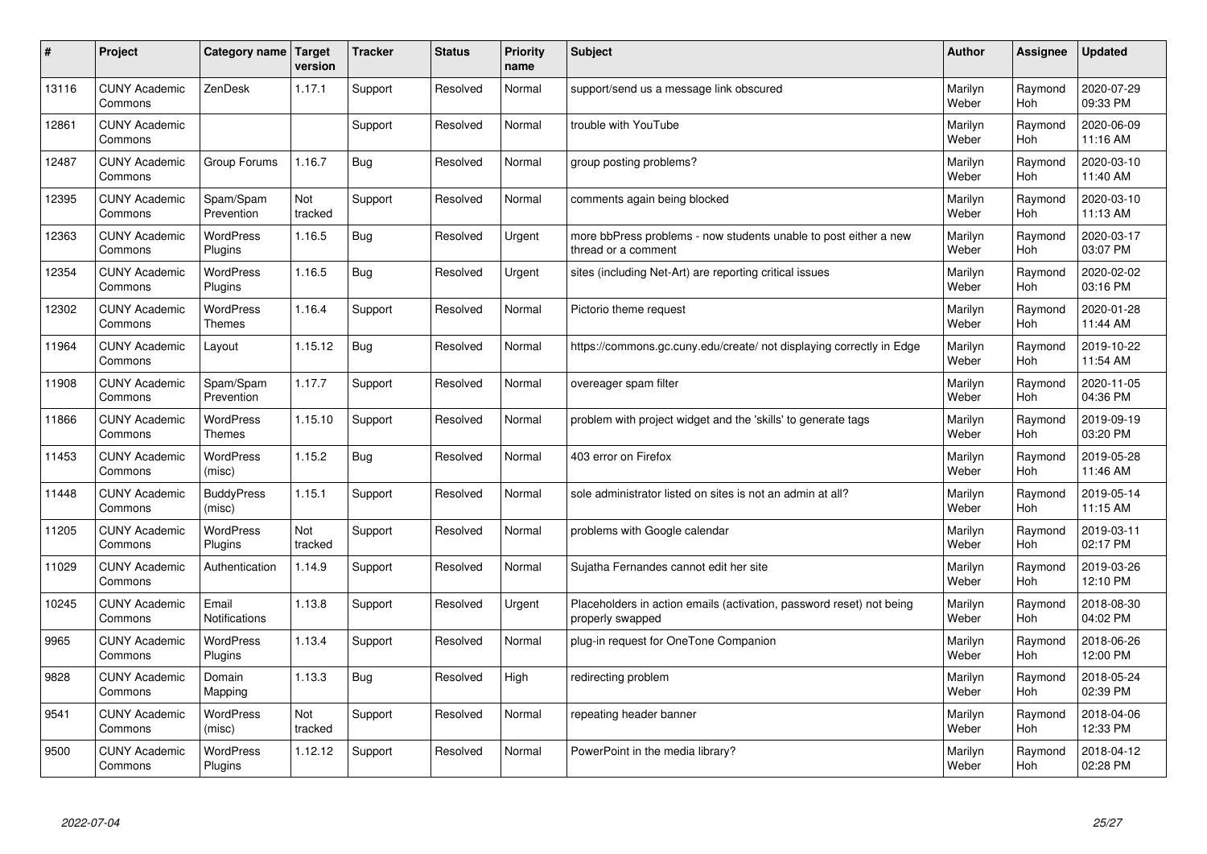| # | Project | Category name | Target version | Tracker | Status | Priority name | Subject | Author | Assignee | Updated |
|---|---|---|---|---|---|---|---|---|---|---|
| 13116 | CUNY Academic Commons | ZenDesk | 1.17.1 | Support | Resolved | Normal | support/send us a message link obscured | Marilyn Weber | Raymond Hoh | 2020-07-29 09:33 PM |
| 12861 | CUNY Academic Commons | | | Support | Resolved | Normal | trouble with YouTube | Marilyn Weber | Raymond Hoh | 2020-06-09 11:16 AM |
| 12487 | CUNY Academic Commons | Group Forums | 1.16.7 | Bug | Resolved | Normal | group posting problems? | Marilyn Weber | Raymond Hoh | 2020-03-10 11:40 AM |
| 12395 | CUNY Academic Commons | Spam/Spam Prevention | Not tracked | Support | Resolved | Normal | comments again being blocked | Marilyn Weber | Raymond Hoh | 2020-03-10 11:13 AM |
| 12363 | CUNY Academic Commons | WordPress Plugins | 1.16.5 | Bug | Resolved | Urgent | more bbPress problems - now students unable to post either a new thread or a comment | Marilyn Weber | Raymond Hoh | 2020-03-17 03:07 PM |
| 12354 | CUNY Academic Commons | WordPress Plugins | 1.16.5 | Bug | Resolved | Urgent | sites (including Net-Art) are reporting critical issues | Marilyn Weber | Raymond Hoh | 2020-02-02 03:16 PM |
| 12302 | CUNY Academic Commons | WordPress Themes | 1.16.4 | Support | Resolved | Normal | Pictorio theme request | Marilyn Weber | Raymond Hoh | 2020-01-28 11:44 AM |
| 11964 | CUNY Academic Commons | Layout | 1.15.12 | Bug | Resolved | Normal | https://commons.gc.cuny.edu/create/ not displaying correctly in Edge | Marilyn Weber | Raymond Hoh | 2019-10-22 11:54 AM |
| 11908 | CUNY Academic Commons | Spam/Spam Prevention | 1.17.7 | Support | Resolved | Normal | overeager spam filter | Marilyn Weber | Raymond Hoh | 2020-11-05 04:36 PM |
| 11866 | CUNY Academic Commons | WordPress Themes | 1.15.10 | Support | Resolved | Normal | problem with project widget and the 'skills' to generate tags | Marilyn Weber | Raymond Hoh | 2019-09-19 03:20 PM |
| 11453 | CUNY Academic Commons | WordPress (misc) | 1.15.2 | Bug | Resolved | Normal | 403 error on Firefox | Marilyn Weber | Raymond Hoh | 2019-05-28 11:46 AM |
| 11448 | CUNY Academic Commons | BuddyPress (misc) | 1.15.1 | Support | Resolved | Normal | sole administrator listed on sites is not an admin at all? | Marilyn Weber | Raymond Hoh | 2019-05-14 11:15 AM |
| 11205 | CUNY Academic Commons | WordPress Plugins | Not tracked | Support | Resolved | Normal | problems with Google calendar | Marilyn Weber | Raymond Hoh | 2019-03-11 02:17 PM |
| 11029 | CUNY Academic Commons | Authentication | 1.14.9 | Support | Resolved | Normal | Sujatha Fernandes cannot edit her site | Marilyn Weber | Raymond Hoh | 2019-03-26 12:10 PM |
| 10245 | CUNY Academic Commons | Email Notifications | 1.13.8 | Support | Resolved | Urgent | Placeholders in action emails (activation, password reset) not being properly swapped | Marilyn Weber | Raymond Hoh | 2018-08-30 04:02 PM |
| 9965 | CUNY Academic Commons | WordPress Plugins | 1.13.4 | Support | Resolved | Normal | plug-in request for OneTone Companion | Marilyn Weber | Raymond Hoh | 2018-06-26 12:00 PM |
| 9828 | CUNY Academic Commons | Domain Mapping | 1.13.3 | Bug | Resolved | High | redirecting problem | Marilyn Weber | Raymond Hoh | 2018-05-24 02:39 PM |
| 9541 | CUNY Academic Commons | WordPress (misc) | Not tracked | Support | Resolved | Normal | repeating header banner | Marilyn Weber | Raymond Hoh | 2018-04-06 12:33 PM |
| 9500 | CUNY Academic Commons | WordPress Plugins | 1.12.12 | Support | Resolved | Normal | PowerPoint in the media library? | Marilyn Weber | Raymond Hoh | 2018-04-12 02:28 PM |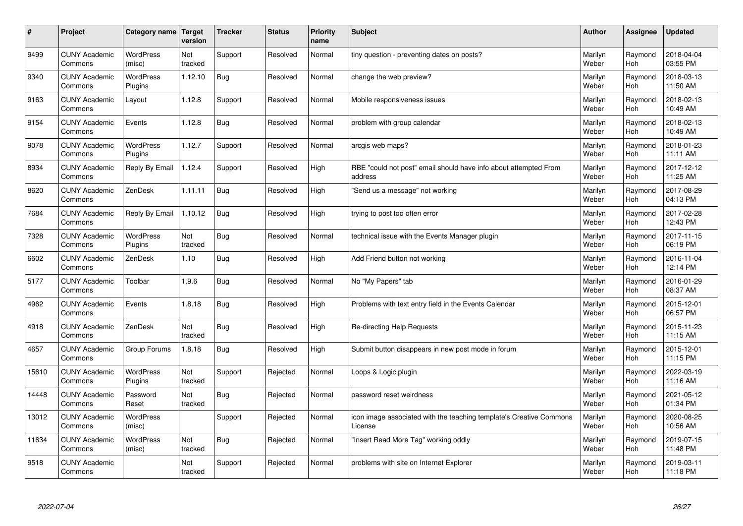| # | Project | Category name | Target version | Tracker | Status | Priority name | Subject | Author | Assignee | Updated |
|---|---|---|---|---|---|---|---|---|---|---|
| 9499 | CUNY Academic Commons | WordPress (misc) | Not tracked | Support | Resolved | Normal | tiny question - preventing dates on posts? | Marilyn Weber | Raymond Hoh | 2018-04-04 03:55 PM |
| 9340 | CUNY Academic Commons | WordPress Plugins | 1.12.10 | Bug | Resolved | Normal | change the web preview? | Marilyn Weber | Raymond Hoh | 2018-03-13 11:50 AM |
| 9163 | CUNY Academic Commons | Layout | 1.12.8 | Support | Resolved | Normal | Mobile responsiveness issues | Marilyn Weber | Raymond Hoh | 2018-02-13 10:49 AM |
| 9154 | CUNY Academic Commons | Events | 1.12.8 | Bug | Resolved | Normal | problem with group calendar | Marilyn Weber | Raymond Hoh | 2018-02-13 10:49 AM |
| 9078 | CUNY Academic Commons | WordPress Plugins | 1.12.7 | Support | Resolved | Normal | arcgis web maps? | Marilyn Weber | Raymond Hoh | 2018-01-23 11:11 AM |
| 8934 | CUNY Academic Commons | Reply By Email | 1.12.4 | Support | Resolved | High | RBE "could not post" email should have info about attempted From address | Marilyn Weber | Raymond Hoh | 2017-12-12 11:25 AM |
| 8620 | CUNY Academic Commons | ZenDesk | 1.11.11 | Bug | Resolved | High | "Send us a message" not working | Marilyn Weber | Raymond Hoh | 2017-08-29 04:13 PM |
| 7684 | CUNY Academic Commons | Reply By Email | 1.10.12 | Bug | Resolved | High | trying to post too often error | Marilyn Weber | Raymond Hoh | 2017-02-28 12:43 PM |
| 7328 | CUNY Academic Commons | WordPress Plugins | Not tracked | Bug | Resolved | Normal | technical issue with the Events Manager plugin | Marilyn Weber | Raymond Hoh | 2017-11-15 06:19 PM |
| 6602 | CUNY Academic Commons | ZenDesk | 1.10 | Bug | Resolved | High | Add Friend button not working | Marilyn Weber | Raymond Hoh | 2016-11-04 12:14 PM |
| 5177 | CUNY Academic Commons | Toolbar | 1.9.6 | Bug | Resolved | Normal | No "My Papers" tab | Marilyn Weber | Raymond Hoh | 2016-01-29 08:37 AM |
| 4962 | CUNY Academic Commons | Events | 1.8.18 | Bug | Resolved | High | Problems with text entry field in the Events Calendar | Marilyn Weber | Raymond Hoh | 2015-12-01 06:57 PM |
| 4918 | CUNY Academic Commons | ZenDesk | Not tracked | Bug | Resolved | High | Re-directing Help Requests | Marilyn Weber | Raymond Hoh | 2015-11-23 11:15 AM |
| 4657 | CUNY Academic Commons | Group Forums | 1.8.18 | Bug | Resolved | High | Submit button disappears in new post mode in forum | Marilyn Weber | Raymond Hoh | 2015-12-01 11:15 PM |
| 15610 | CUNY Academic Commons | WordPress Plugins | Not tracked | Support | Rejected | Normal | Loops & Logic plugin | Marilyn Weber | Raymond Hoh | 2022-03-19 11:16 AM |
| 14448 | CUNY Academic Commons | Password Reset | Not tracked | Bug | Rejected | Normal | password reset weirdness | Marilyn Weber | Raymond Hoh | 2021-05-12 01:34 PM |
| 13012 | CUNY Academic Commons | WordPress (misc) | | Support | Rejected | Normal | icon image associated with the teaching template's Creative Commons License | Marilyn Weber | Raymond Hoh | 2020-08-25 10:56 AM |
| 11634 | CUNY Academic Commons | WordPress (misc) | Not tracked | Bug | Rejected | Normal | "Insert Read More Tag" working oddly | Marilyn Weber | Raymond Hoh | 2019-07-15 11:48 PM |
| 9518 | CUNY Academic Commons | | Not tracked | Support | Rejected | Normal | problems with site on Internet Explorer | Marilyn Weber | Raymond Hoh | 2019-03-11 11:18 PM |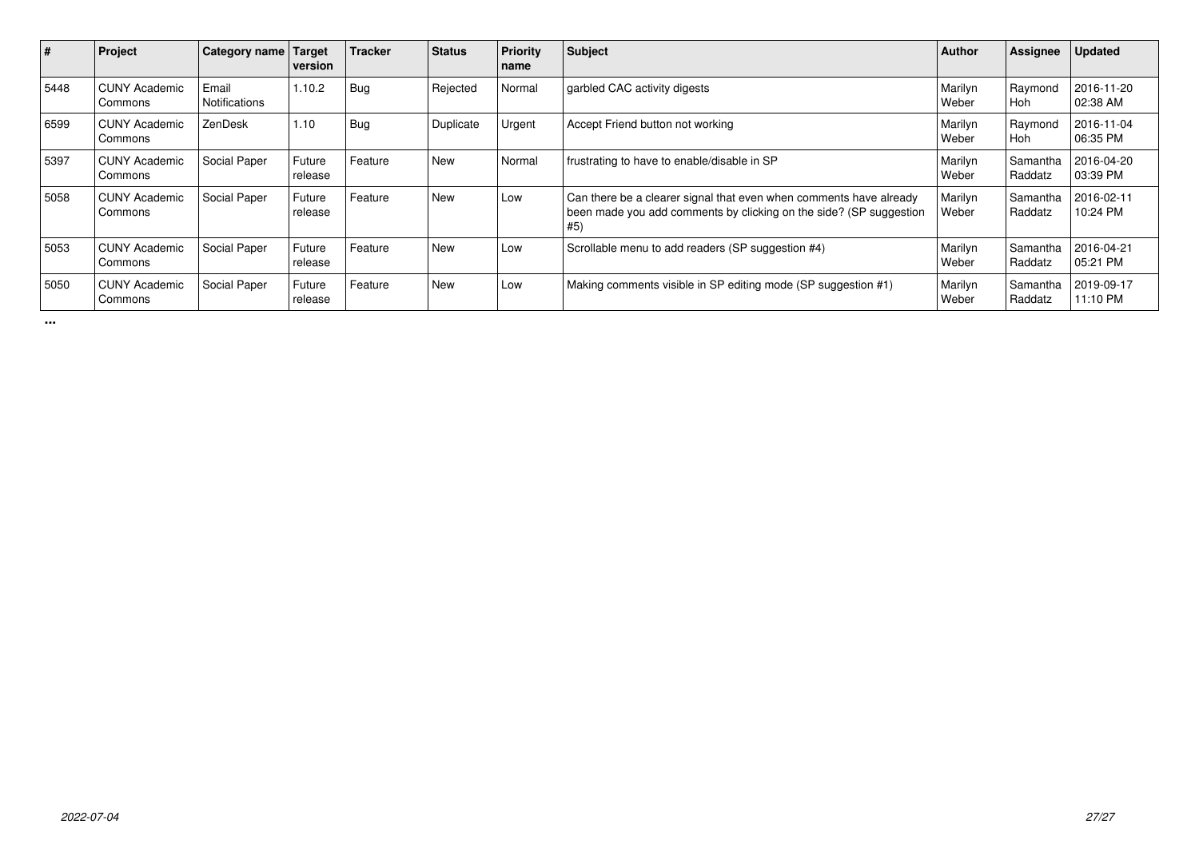| # | Project | Category name | Target version | Tracker | Status | Priority name | Subject | Author | Assignee | Updated |
|---|---|---|---|---|---|---|---|---|---|---|
| 5448 | CUNY Academic Commons | Email Notifications | 1.10.2 | Bug | Rejected | Normal | garbled CAC activity digests | Marilyn Weber | Raymond Hoh | 2016-11-20 02:38 AM |
| 6599 | CUNY Academic Commons | ZenDesk | 1.10 | Bug | Duplicate | Urgent | Accept Friend button not working | Marilyn Weber | Raymond Hoh | 2016-11-04 06:35 PM |
| 5397 | CUNY Academic Commons | Social Paper | Future release | Feature | New | Normal | frustrating to have to enable/disable in SP | Marilyn Weber | Samantha Raddatz | 2016-04-20 03:39 PM |
| 5058 | CUNY Academic Commons | Social Paper | Future release | Feature | New | Low | Can there be a clearer signal that even when comments have already been made you add comments by clicking on the side? (SP suggestion #5) | Marilyn Weber | Samantha Raddatz | 2016-02-11 10:24 PM |
| 5053 | CUNY Academic Commons | Social Paper | Future release | Feature | New | Low | Scrollable menu to add readers (SP suggestion #4) | Marilyn Weber | Samantha Raddatz | 2016-04-21 05:21 PM |
| 5050 | CUNY Academic Commons | Social Paper | Future release | Feature | New | Low | Making comments visible in SP editing mode (SP suggestion #1) | Marilyn Weber | Samantha Raddatz | 2019-09-17 11:10 PM |

...